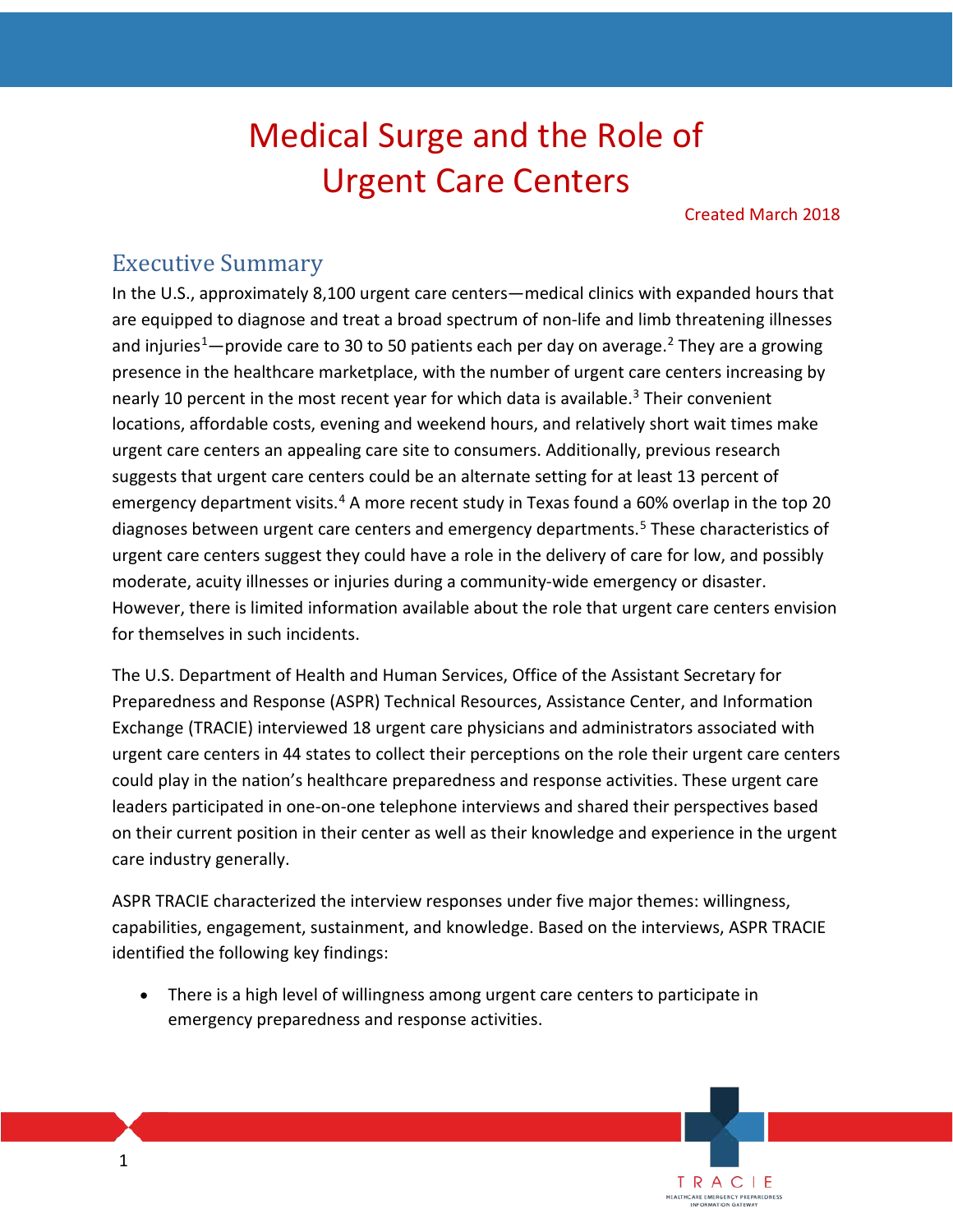# Medical Surge and the Role of Urgent Care Centers

Created March 2018

## Executive Summary

In the U.S., approximately 8,100 urgent care centers—medical clinics with expanded hours that are equipped to diagnose and treat a broad spectrum of non-life and limb threatening illnesses and injuries[1]—provide care to 30 to 50 patients each per day on average.[2] They are a growing presence in the healthcare marketplace, with the number of urgent care centers increasing by nearly 10 percent in the most recent year for which data is available.[3] Their convenient locations, affordable costs, evening and weekend hours, and relatively short wait times make urgent care centers an appealing care site to consumers. Additionally, previous research suggests that urgent care centers could be an alternate setting for at least 13 percent of emergency department visits.[4] A more recent study in Texas found a 60% overlap in the top 20 diagnoses between urgent care centers and emergency departments.[5] These characteristics of urgent care centers suggest they could have a role in the delivery of care for low, and possibly moderate, acuity illnesses or injuries during a community-wide emergency or disaster. However, there is limited information available about the role that urgent care centers envision for themselves in such incidents.

The U.S. Department of Health and Human Services, Office of the Assistant Secretary for Preparedness and Response (ASPR) Technical Resources, Assistance Center, and Information Exchange (TRACIE) interviewed 18 urgent care physicians and administrators associated with urgent care centers in 44 states to collect their perceptions on the role their urgent care centers could play in the nation's healthcare preparedness and response activities. These urgent care leaders participated in one-on-one telephone interviews and shared their perspectives based on their current position in their center as well as their knowledge and experience in the urgent care industry generally.

ASPR TRACIE characterized the interview responses under five major themes: willingness, capabilities, engagement, sustainment, and knowledge. Based on the interviews, ASPR TRACIE identified the following key findings:

- There is a high level of willingness among urgent care centers to participate in emergency preparedness and response activities.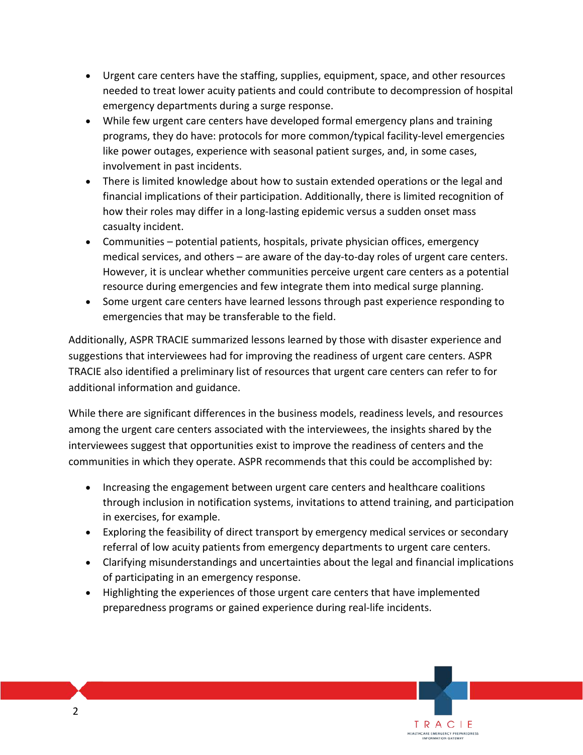- Urgent care centers have the staffing, supplies, equipment, space, and other resources needed to treat lower acuity patients and could contribute to decompression of hospital emergency departments during a surge response.
- While few urgent care centers have developed formal emergency plans and training programs, they do have: protocols for more common/typical facility-level emergencies like power outages, experience with seasonal patient surges, and, in some cases, involvement in past incidents.
- There is limited knowledge about how to sustain extended operations or the legal and financial implications of their participation. Additionally, there is limited recognition of how their roles may differ in a long-lasting epidemic versus a sudden onset mass casualty incident.
- Communities – potential patients, hospitals, private physician offices, emergency medical services, and others – are aware of the day-to-day roles of urgent care centers. However, it is unclear whether communities perceive urgent care centers as a potential resource during emergencies and few integrate them into medical surge planning.
- Some urgent care centers have learned lessons through past experience responding to emergencies that may be transferable to the field.

Additionally, ASPR TRACIE summarized lessons learned by those with disaster experience and suggestions that interviewees had for improving the readiness of urgent care centers. ASPR TRACIE also identified a preliminary list of resources that urgent care centers can refer to for additional information and guidance.

While there are significant differences in the business models, readiness levels, and resources among the urgent care centers associated with the interviewees, the insights shared by the interviewees suggest that opportunities exist to improve the readiness of centers and the communities in which they operate. ASPR recommends that this could be accomplished by:

- Increasing the engagement between urgent care centers and healthcare coalitions through inclusion in notification systems, invitations to attend training, and participation in exercises, for example.
- Exploring the feasibility of direct transport by emergency medical services or secondary referral of low acuity patients from emergency departments to urgent care centers.
- Clarifying misunderstandings and uncertainties about the legal and financial implications of participating in an emergency response.
- Highlighting the experiences of those urgent care centers that have implemented preparedness programs or gained experience during real-life incidents.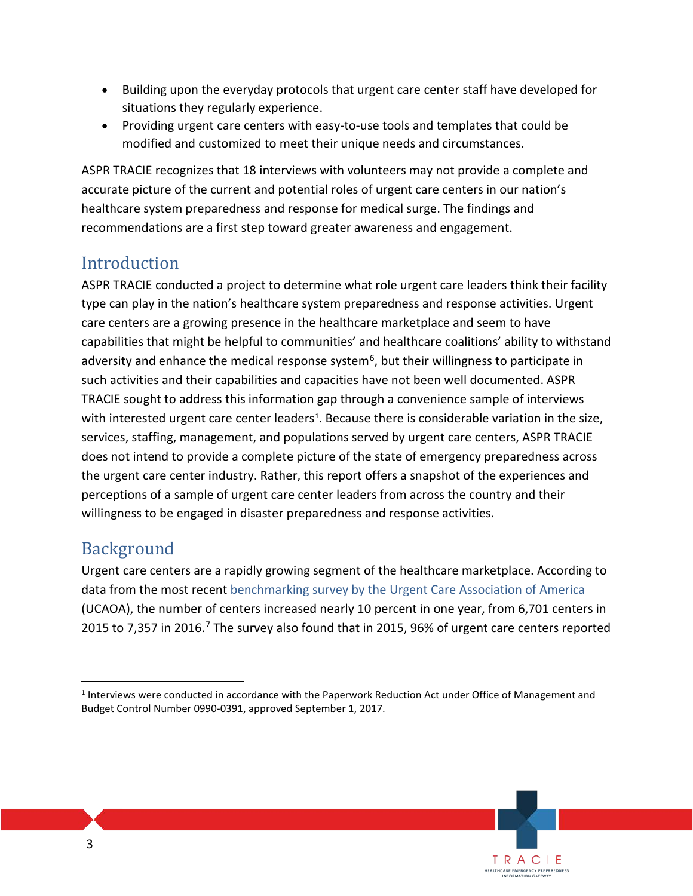- Building upon the everyday protocols that urgent care center staff have developed for situations they regularly experience.
- Providing urgent care centers with easy-to-use tools and templates that could be modified and customized to meet their unique needs and circumstances.

ASPR TRACIE recognizes that 18 interviews with volunteers may not provide a complete and accurate picture of the current and potential roles of urgent care centers in our nation's healthcare system preparedness and response for medical surge. The findings and recommendations are a first step toward greater awareness and engagement.

## Introduction

ASPR TRACIE conducted a project to determine what role urgent care leaders think their facility type can play in the nation's healthcare system preparedness and response activities. Urgent care centers are a growing presence in the healthcare marketplace and seem to have capabilities that might be helpful to communities' and healthcare coalitions' ability to withstand adversity and enhance the medical response system[6], but their willingness to participate in such activities and their capabilities and capacities have not been well documented. ASPR TRACIE sought to address this information gap through a convenience sample of interviews with interested urgent care center leaders[1]. Because there is considerable variation in the size, services, staffing, management, and populations served by urgent care centers, ASPR TRACIE does not intend to provide a complete picture of the state of emergency preparedness across the urgent care center industry. Rather, this report offers a snapshot of the experiences and perceptions of a sample of urgent care center leaders from across the country and their willingness to be engaged in disaster preparedness and response activities.

## Background

Urgent care centers are a rapidly growing segment of the healthcare marketplace. According to data from the most recent benchmarking survey by the Urgent Care Association of America (UCAOA), the number of centers increased nearly 10 percent in one year, from 6,701 centers in 2015 to 7,357 in 2016.[7] The survey also found that in 2015, 96% of urgent care centers reported

[1] Interviews were conducted in accordance with the Paperwork Reduction Act under Office of Management and Budget Control Number 0990-0391, approved September 1, 2017.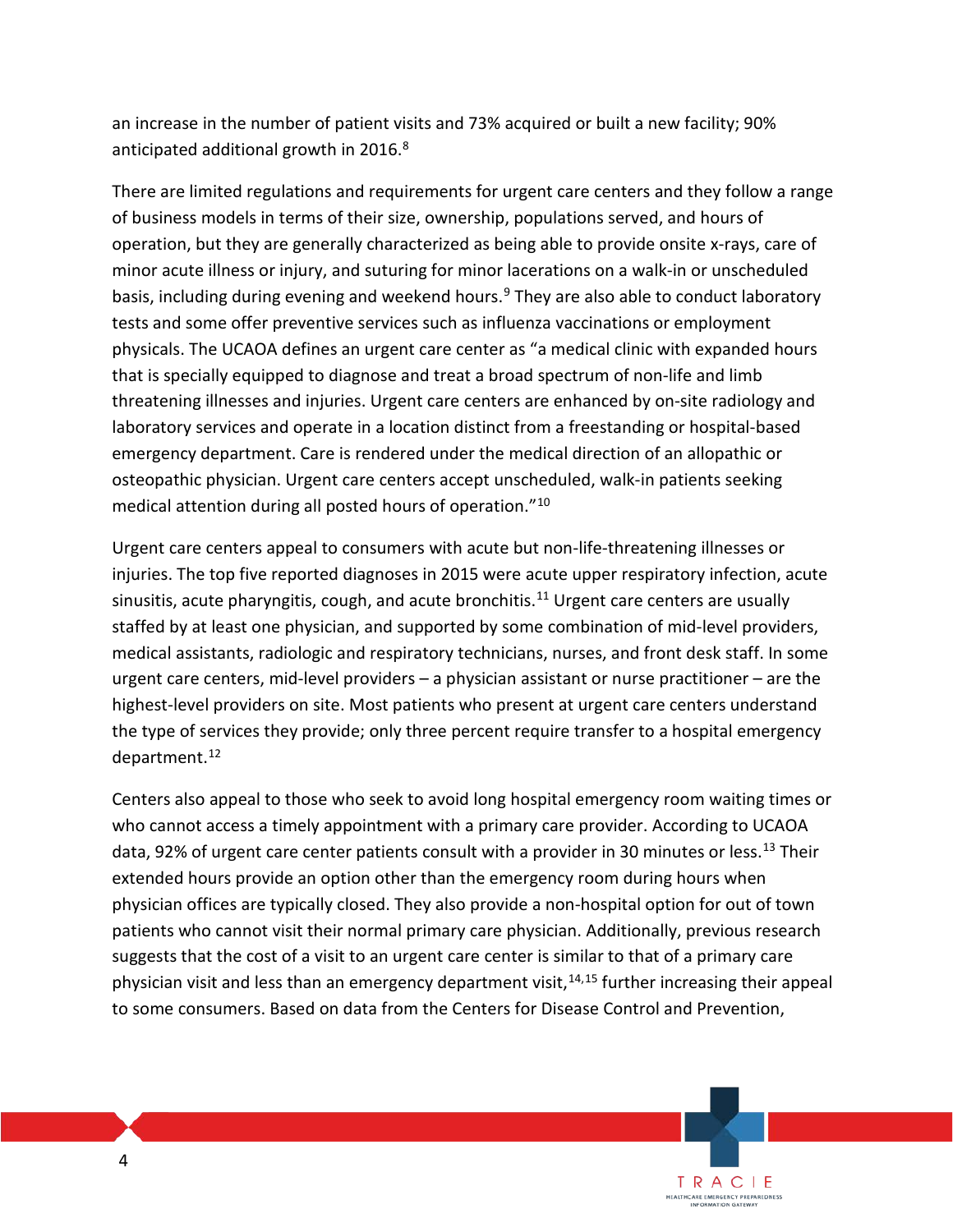an increase in the number of patient visits and 73% acquired or built a new facility; 90% anticipated additional growth in 2016.[8]

There are limited regulations and requirements for urgent care centers and they follow a range of business models in terms of their size, ownership, populations served, and hours of operation, but they are generally characterized as being able to provide onsite x-rays, care of minor acute illness or injury, and suturing for minor lacerations on a walk-in or unscheduled basis, including during evening and weekend hours.[9] They are also able to conduct laboratory tests and some offer preventive services such as influenza vaccinations or employment physicals. The UCAOA defines an urgent care center as "a medical clinic with expanded hours that is specially equipped to diagnose and treat a broad spectrum of non-life and limb threatening illnesses and injuries. Urgent care centers are enhanced by on-site radiology and laboratory services and operate in a location distinct from a freestanding or hospital-based emergency department. Care is rendered under the medical direction of an allopathic or osteopathic physician. Urgent care centers accept unscheduled, walk-in patients seeking medical attention during all posted hours of operation."[10]

Urgent care centers appeal to consumers with acute but non-life-threatening illnesses or injuries. The top five reported diagnoses in 2015 were acute upper respiratory infection, acute sinusitis, acute pharyngitis, cough, and acute bronchitis.[11] Urgent care centers are usually staffed by at least one physician, and supported by some combination of mid-level providers, medical assistants, radiologic and respiratory technicians, nurses, and front desk staff. In some urgent care centers, mid-level providers – a physician assistant or nurse practitioner – are the highest-level providers on site. Most patients who present at urgent care centers understand the type of services they provide; only three percent require transfer to a hospital emergency department.[12]

Centers also appeal to those who seek to avoid long hospital emergency room waiting times or who cannot access a timely appointment with a primary care provider. According to UCAOA data, 92% of urgent care center patients consult with a provider in 30 minutes or less.[13] Their extended hours provide an option other than the emergency room during hours when physician offices are typically closed. They also provide a non-hospital option for out of town patients who cannot visit their normal primary care physician. Additionally, previous research suggests that the cost of a visit to an urgent care center is similar to that of a primary care physician visit and less than an emergency department visit,[14,15] further increasing their appeal to some consumers. Based on data from the Centers for Disease Control and Prevention,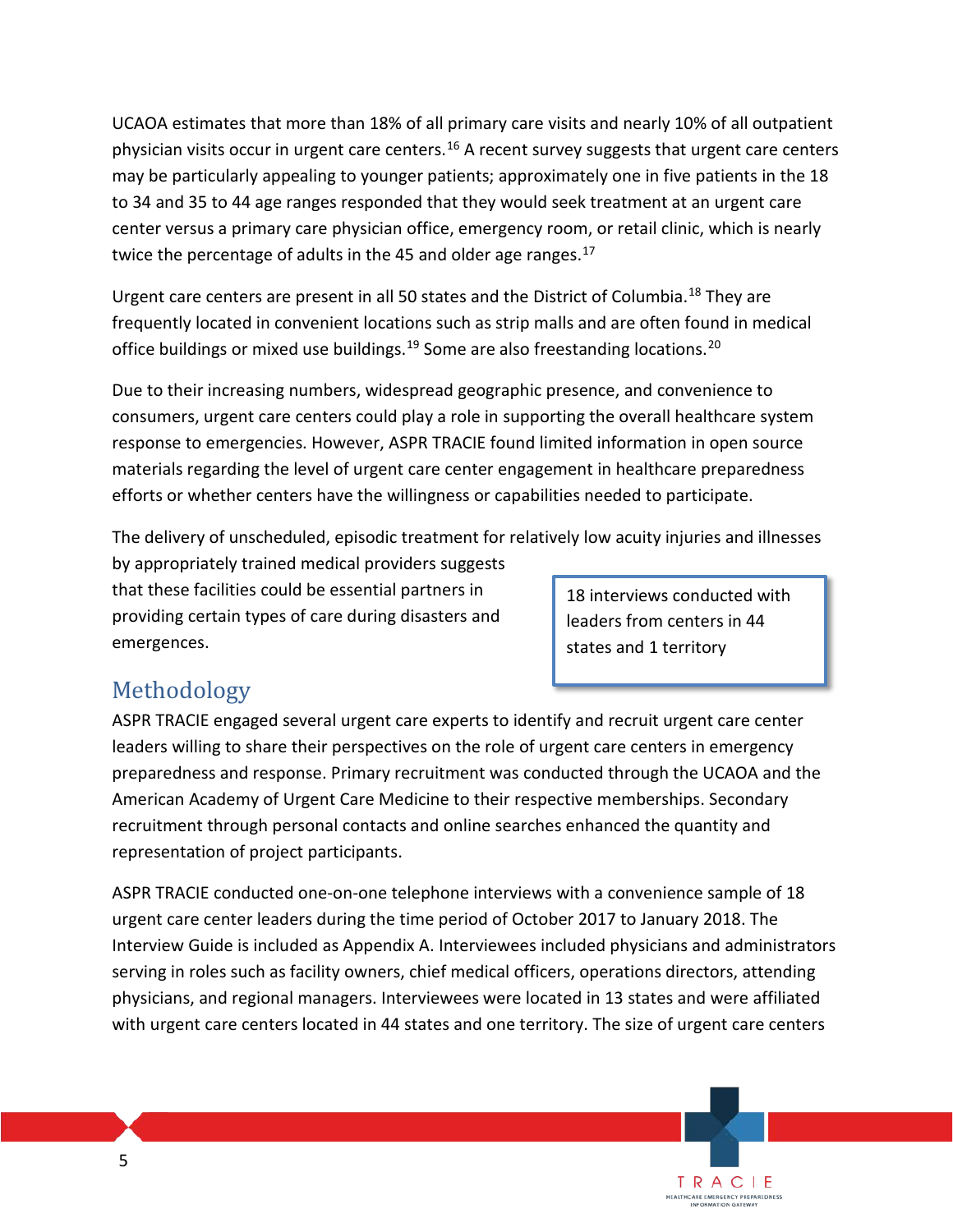UCAOA estimates that more than 18% of all primary care visits and nearly 10% of all outpatient physician visits occur in urgent care centers.[16] A recent survey suggests that urgent care centers may be particularly appealing to younger patients; approximately one in five patients in the 18 to 34 and 35 to 44 age ranges responded that they would seek treatment at an urgent care center versus a primary care physician office, emergency room, or retail clinic, which is nearly twice the percentage of adults in the 45 and older age ranges.[17]

Urgent care centers are present in all 50 states and the District of Columbia.[18] They are frequently located in convenient locations such as strip malls and are often found in medical office buildings or mixed use buildings.[19] Some are also freestanding locations.[20]

Due to their increasing numbers, widespread geographic presence, and convenience to consumers, urgent care centers could play a role in supporting the overall healthcare system response to emergencies. However, ASPR TRACIE found limited information in open source materials regarding the level of urgent care center engagement in healthcare preparedness efforts or whether centers have the willingness or capabilities needed to participate.

The delivery of unscheduled, episodic treatment for relatively low acuity injuries and illnesses by appropriately trained medical providers suggests that these facilities could be essential partners in providing certain types of care during disasters and emergences.

> 18 interviews conducted with leaders from centers in 44 states and 1 territory

## Methodology

ASPR TRACIE engaged several urgent care experts to identify and recruit urgent care center leaders willing to share their perspectives on the role of urgent care centers in emergency preparedness and response. Primary recruitment was conducted through the UCAOA and the American Academy of Urgent Care Medicine to their respective memberships. Secondary recruitment through personal contacts and online searches enhanced the quantity and representation of project participants.

ASPR TRACIE conducted one-on-one telephone interviews with a convenience sample of 18 urgent care center leaders during the time period of October 2017 to January 2018. The Interview Guide is included as Appendix A. Interviewees included physicians and administrators serving in roles such as facility owners, chief medical officers, operations directors, attending physicians, and regional managers. Interviewees were located in 13 states and were affiliated with urgent care centers located in 44 states and one territory. The size of urgent care centers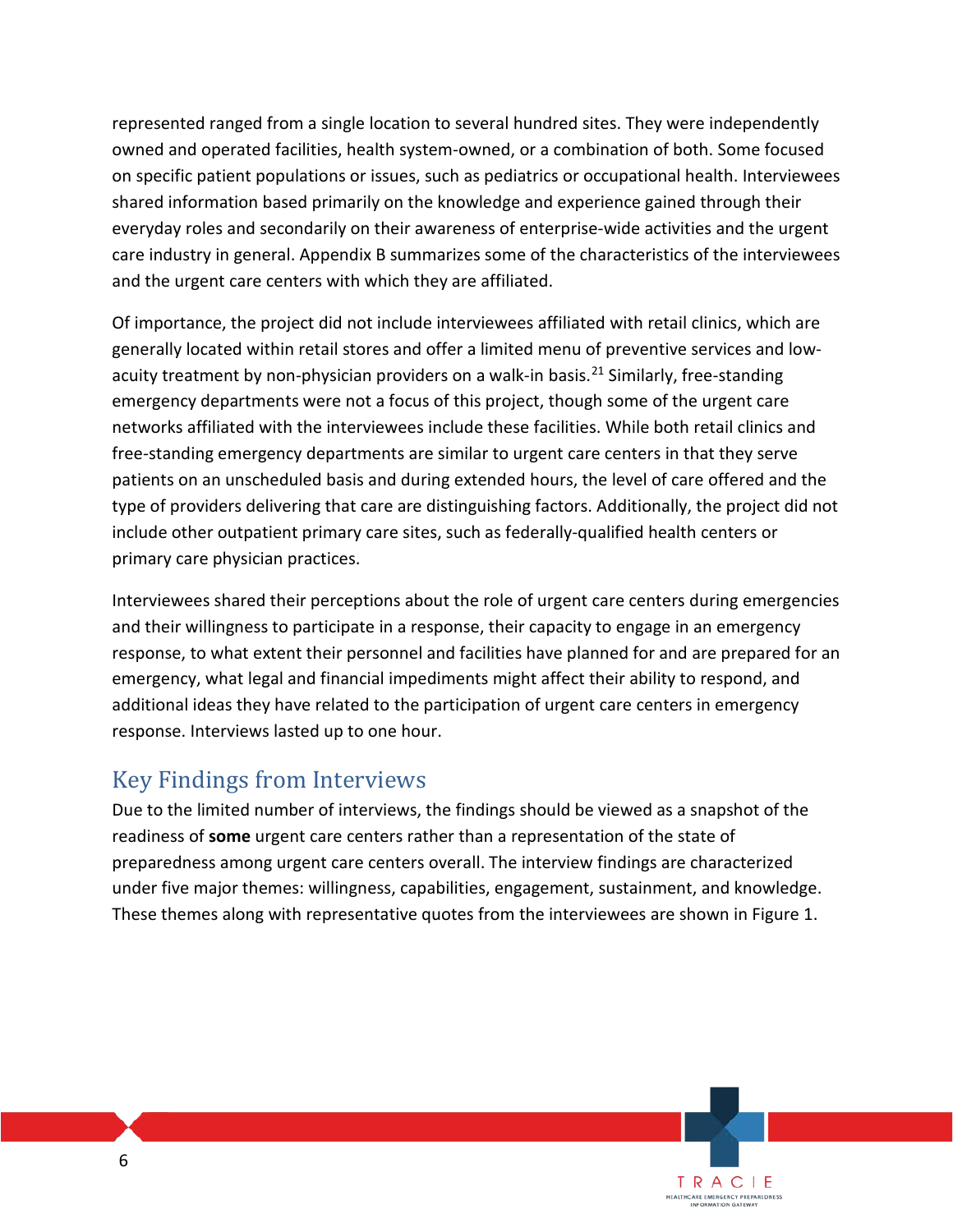represented ranged from a single location to several hundred sites. They were independently owned and operated facilities, health system-owned, or a combination of both. Some focused on specific patient populations or issues, such as pediatrics or occupational health. Interviewees shared information based primarily on the knowledge and experience gained through their everyday roles and secondarily on their awareness of enterprise-wide activities and the urgent care industry in general. Appendix B summarizes some of the characteristics of the interviewees and the urgent care centers with which they are affiliated.

Of importance, the project did not include interviewees affiliated with retail clinics, which are generally located within retail stores and offer a limited menu of preventive services and low-acuity treatment by non-physician providers on a walk-in basis.[21] Similarly, free-standing emergency departments were not a focus of this project, though some of the urgent care networks affiliated with the interviewees include these facilities. While both retail clinics and free-standing emergency departments are similar to urgent care centers in that they serve patients on an unscheduled basis and during extended hours, the level of care offered and the type of providers delivering that care are distinguishing factors. Additionally, the project did not include other outpatient primary care sites, such as federally-qualified health centers or primary care physician practices.

Interviewees shared their perceptions about the role of urgent care centers during emergencies and their willingness to participate in a response, their capacity to engage in an emergency response, to what extent their personnel and facilities have planned for and are prepared for an emergency, what legal and financial impediments might affect their ability to respond, and additional ideas they have related to the participation of urgent care centers in emergency response. Interviews lasted up to one hour.

## Key Findings from Interviews

Due to the limited number of interviews, the findings should be viewed as a snapshot of the readiness of **some** urgent care centers rather than a representation of the state of preparedness among urgent care centers overall. The interview findings are characterized under five major themes: willingness, capabilities, engagement, sustainment, and knowledge. These themes along with representative quotes from the interviewees are shown in Figure 1.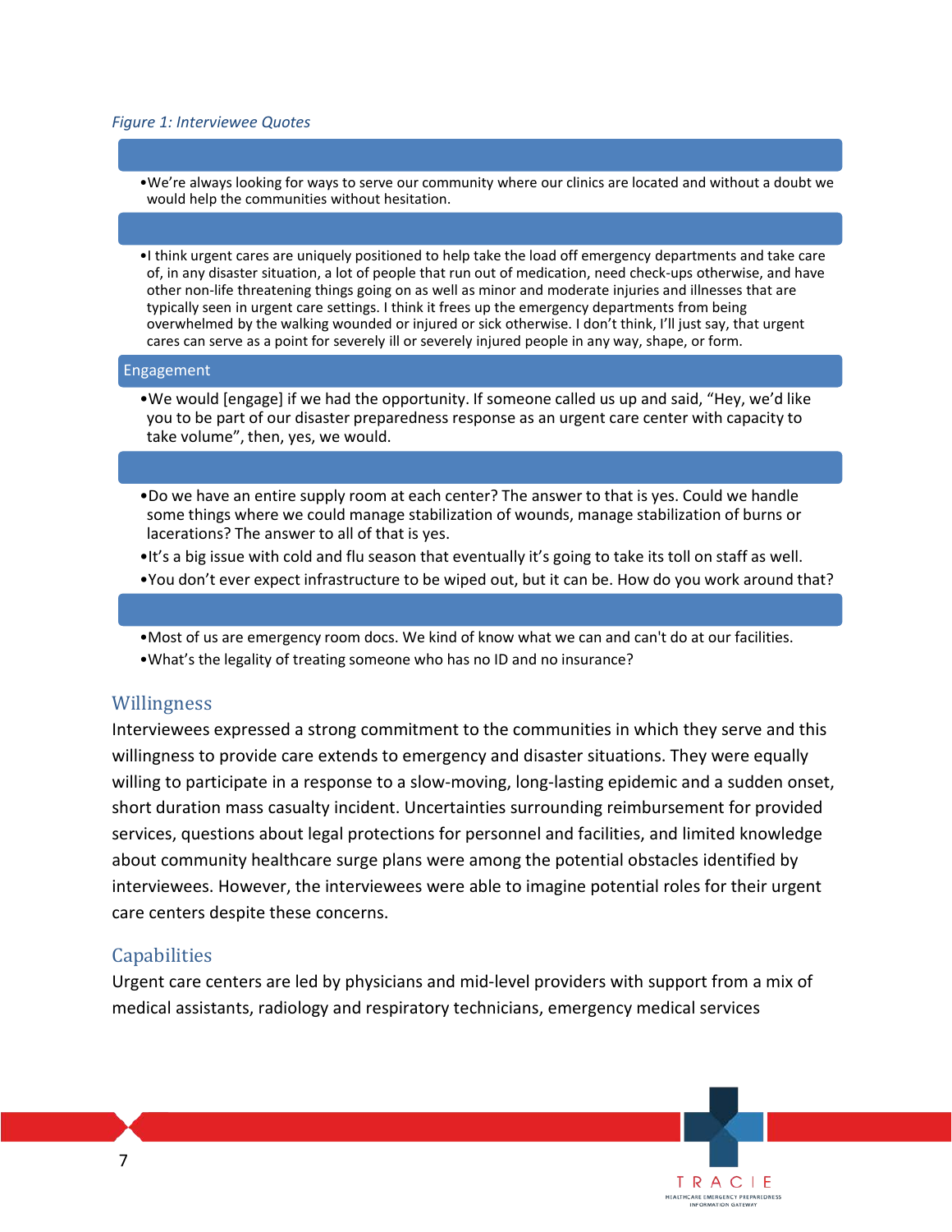*Figure 1: Interviewee Quotes*

- We're always looking for ways to serve our community where our clinics are located and without a doubt we would help the communities without hesitation.

- I think urgent cares are uniquely positioned to help take the load off emergency departments and take care of, in any disaster situation, a lot of people that run out of medication, need check-ups otherwise, and have other non-life threatening things going on as well as minor and moderate injuries and illnesses that are typically seen in urgent care settings. I think it frees up the emergency departments from being overwhelmed by the walking wounded or injured or sick otherwise. I don't think, I'll just say, that urgent cares can serve as a point for severely ill or severely injured people in any way, shape, or form.

**Engagement**

- We would [engage] if we had the opportunity. If someone called us up and said, "Hey, we'd like you to be part of our disaster preparedness response as an urgent care center with capacity to take volume", then, yes, we would.

- Do we have an entire supply room at each center? The answer to that is yes. Could we handle some things where we could manage stabilization of wounds, manage stabilization of burns or lacerations? The answer to all of that is yes.
- It's a big issue with cold and flu season that eventually it's going to take its toll on staff as well.
- You don't ever expect infrastructure to be wiped out, but it can be. How do you work around that?

- Most of us are emergency room docs. We kind of know what we can and can't do at our facilities.
- What's the legality of treating someone who has no ID and no insurance?

## Willingness

Interviewees expressed a strong commitment to the communities in which they serve and this willingness to provide care extends to emergency and disaster situations. They were equally willing to participate in a response to a slow-moving, long-lasting epidemic and a sudden onset, short duration mass casualty incident. Uncertainties surrounding reimbursement for provided services, questions about legal protections for personnel and facilities, and limited knowledge about community healthcare surge plans were among the potential obstacles identified by interviewees. However, the interviewees were able to imagine potential roles for their urgent care centers despite these concerns.

## Capabilities

Urgent care centers are led by physicians and mid-level providers with support from a mix of medical assistants, radiology and respiratory technicians, emergency medical services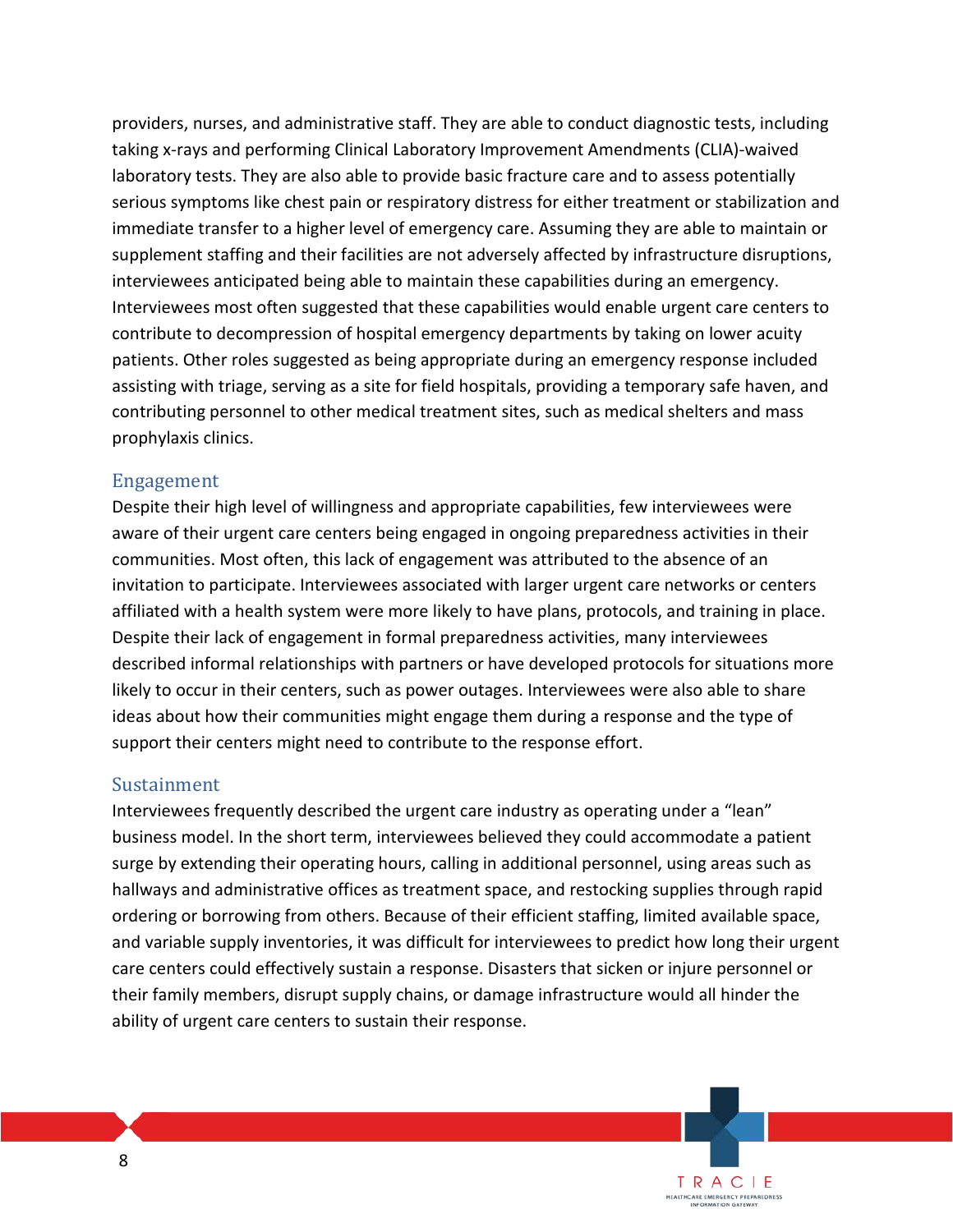providers, nurses, and administrative staff. They are able to conduct diagnostic tests, including taking x-rays and performing Clinical Laboratory Improvement Amendments (CLIA)-waived laboratory tests. They are also able to provide basic fracture care and to assess potentially serious symptoms like chest pain or respiratory distress for either treatment or stabilization and immediate transfer to a higher level of emergency care. Assuming they are able to maintain or supplement staffing and their facilities are not adversely affected by infrastructure disruptions, interviewees anticipated being able to maintain these capabilities during an emergency. Interviewees most often suggested that these capabilities would enable urgent care centers to contribute to decompression of hospital emergency departments by taking on lower acuity patients. Other roles suggested as being appropriate during an emergency response included assisting with triage, serving as a site for field hospitals, providing a temporary safe haven, and contributing personnel to other medical treatment sites, such as medical shelters and mass prophylaxis clinics.

### Engagement

Despite their high level of willingness and appropriate capabilities, few interviewees were aware of their urgent care centers being engaged in ongoing preparedness activities in their communities. Most often, this lack of engagement was attributed to the absence of an invitation to participate. Interviewees associated with larger urgent care networks or centers affiliated with a health system were more likely to have plans, protocols, and training in place. Despite their lack of engagement in formal preparedness activities, many interviewees described informal relationships with partners or have developed protocols for situations more likely to occur in their centers, such as power outages. Interviewees were also able to share ideas about how their communities might engage them during a response and the type of support their centers might need to contribute to the response effort.

### Sustainment

Interviewees frequently described the urgent care industry as operating under a "lean" business model. In the short term, interviewees believed they could accommodate a patient surge by extending their operating hours, calling in additional personnel, using areas such as hallways and administrative offices as treatment space, and restocking supplies through rapid ordering or borrowing from others. Because of their efficient staffing, limited available space, and variable supply inventories, it was difficult for interviewees to predict how long their urgent care centers could effectively sustain a response. Disasters that sicken or injure personnel or their family members, disrupt supply chains, or damage infrastructure would all hinder the ability of urgent care centers to sustain their response.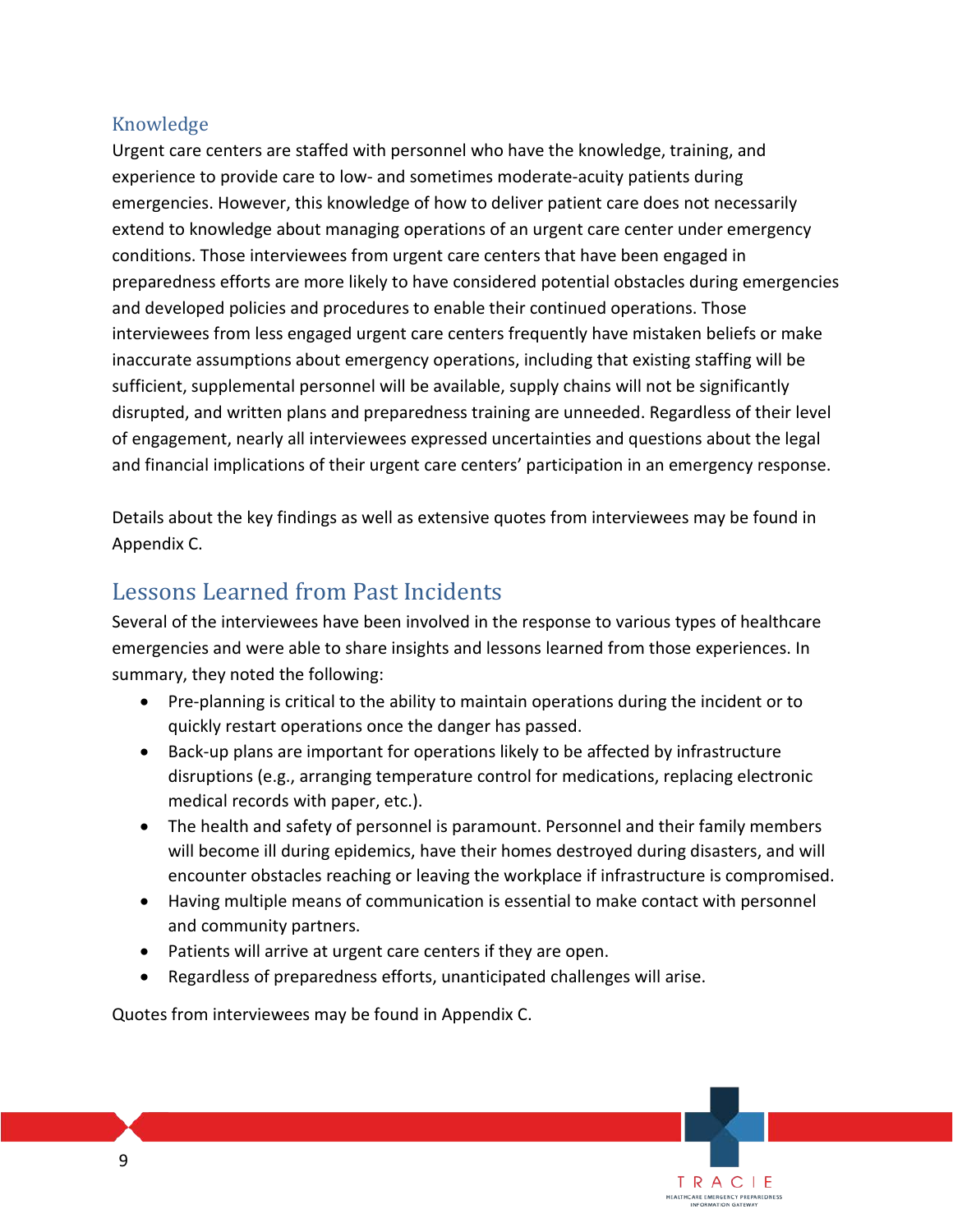### Knowledge

Urgent care centers are staffed with personnel who have the knowledge, training, and experience to provide care to low- and sometimes moderate-acuity patients during emergencies. However, this knowledge of how to deliver patient care does not necessarily extend to knowledge about managing operations of an urgent care center under emergency conditions. Those interviewees from urgent care centers that have been engaged in preparedness efforts are more likely to have considered potential obstacles during emergencies and developed policies and procedures to enable their continued operations. Those interviewees from less engaged urgent care centers frequently have mistaken beliefs or make inaccurate assumptions about emergency operations, including that existing staffing will be sufficient, supplemental personnel will be available, supply chains will not be significantly disrupted, and written plans and preparedness training are unneeded. Regardless of their level of engagement, nearly all interviewees expressed uncertainties and questions about the legal and financial implications of their urgent care centers' participation in an emergency response.

Details about the key findings as well as extensive quotes from interviewees may be found in Appendix C.

## Lessons Learned from Past Incidents

Several of the interviewees have been involved in the response to various types of healthcare emergencies and were able to share insights and lessons learned from those experiences. In summary, they noted the following:

- Pre-planning is critical to the ability to maintain operations during the incident or to quickly restart operations once the danger has passed.
- Back-up plans are important for operations likely to be affected by infrastructure disruptions (e.g., arranging temperature control for medications, replacing electronic medical records with paper, etc.).
- The health and safety of personnel is paramount. Personnel and their family members will become ill during epidemics, have their homes destroyed during disasters, and will encounter obstacles reaching or leaving the workplace if infrastructure is compromised.
- Having multiple means of communication is essential to make contact with personnel and community partners.
- Patients will arrive at urgent care centers if they are open.
- Regardless of preparedness efforts, unanticipated challenges will arise.

Quotes from interviewees may be found in Appendix C.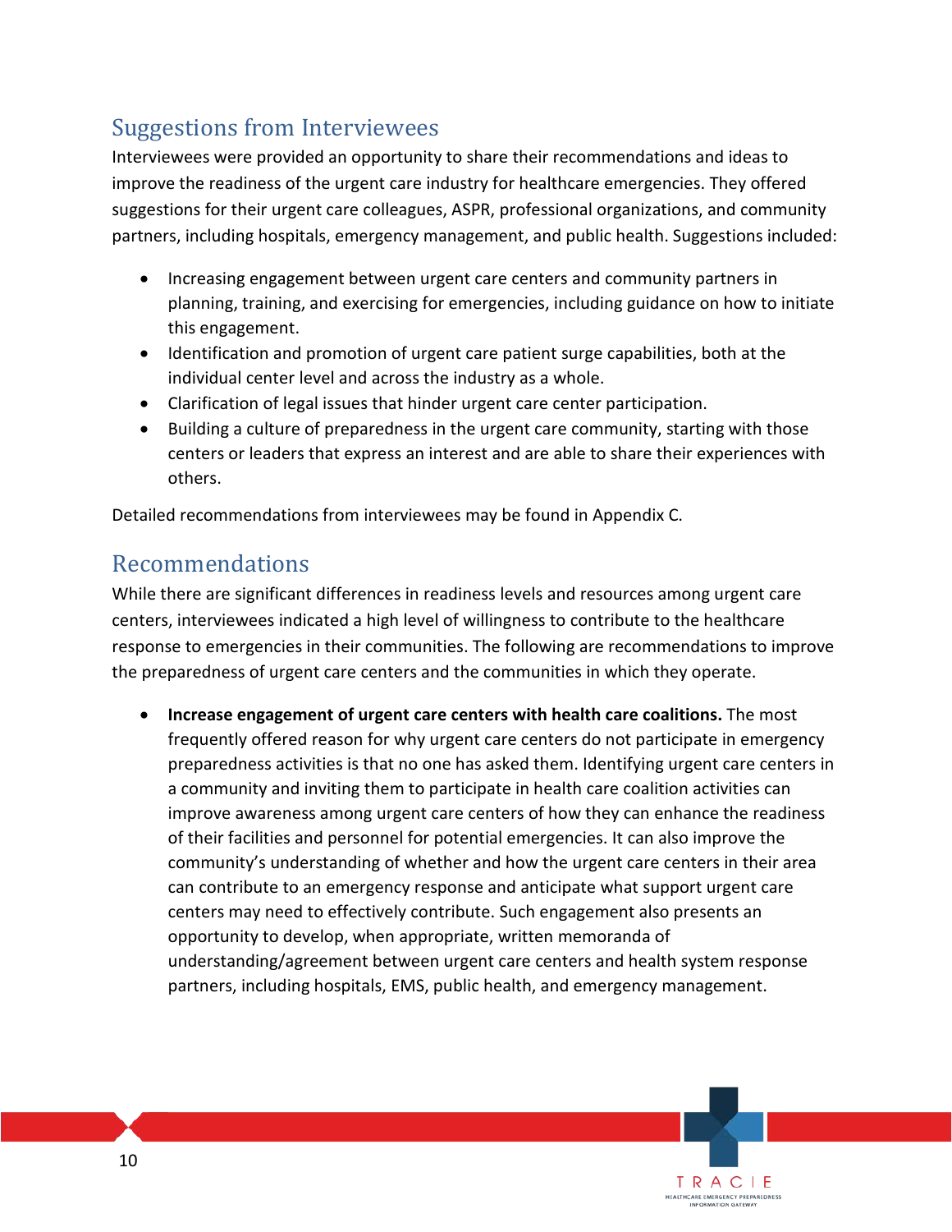## Suggestions from Interviewees

Interviewees were provided an opportunity to share their recommendations and ideas to improve the readiness of the urgent care industry for healthcare emergencies. They offered suggestions for their urgent care colleagues, ASPR, professional organizations, and community partners, including hospitals, emergency management, and public health. Suggestions included:

- Increasing engagement between urgent care centers and community partners in planning, training, and exercising for emergencies, including guidance on how to initiate this engagement.
- Identification and promotion of urgent care patient surge capabilities, both at the individual center level and across the industry as a whole.
- Clarification of legal issues that hinder urgent care center participation.
- Building a culture of preparedness in the urgent care community, starting with those centers or leaders that express an interest and are able to share their experiences with others.

Detailed recommendations from interviewees may be found in Appendix C.

## Recommendations

While there are significant differences in readiness levels and resources among urgent care centers, interviewees indicated a high level of willingness to contribute to the healthcare response to emergencies in their communities. The following are recommendations to improve the preparedness of urgent care centers and the communities in which they operate.

- **Increase engagement of urgent care centers with health care coalitions.** The most frequently offered reason for why urgent care centers do not participate in emergency preparedness activities is that no one has asked them. Identifying urgent care centers in a community and inviting them to participate in health care coalition activities can improve awareness among urgent care centers of how they can enhance the readiness of their facilities and personnel for potential emergencies. It can also improve the community's understanding of whether and how the urgent care centers in their area can contribute to an emergency response and anticipate what support urgent care centers may need to effectively contribute. Such engagement also presents an opportunity to develop, when appropriate, written memoranda of understanding/agreement between urgent care centers and health system response partners, including hospitals, EMS, public health, and emergency management.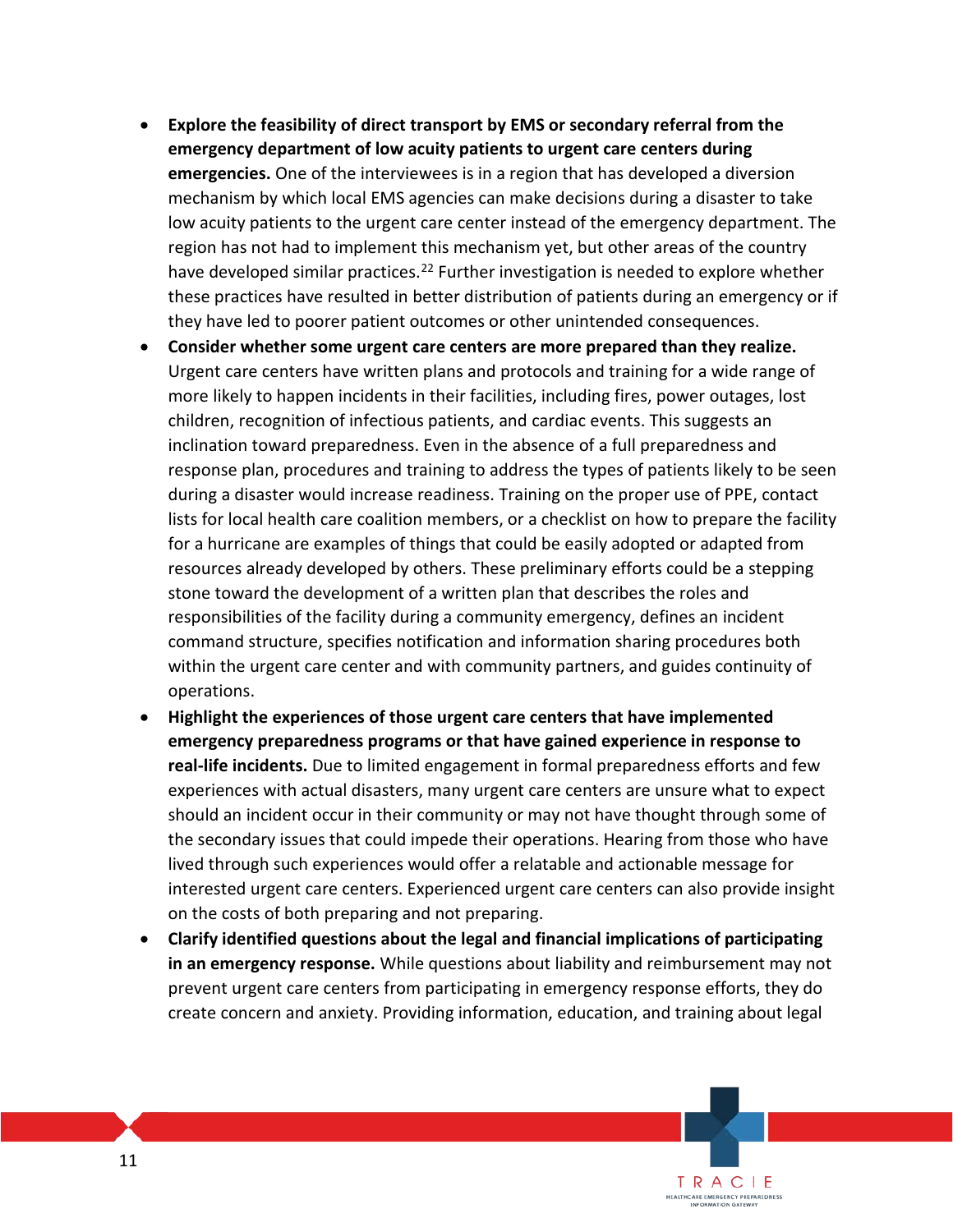- **Explore the feasibility of direct transport by EMS or secondary referral from the emergency department of low acuity patients to urgent care centers during emergencies.** One of the interviewees is in a region that has developed a diversion mechanism by which local EMS agencies can make decisions during a disaster to take low acuity patients to the urgent care center instead of the emergency department. The region has not had to implement this mechanism yet, but other areas of the country have developed similar practices.[22] Further investigation is needed to explore whether these practices have resulted in better distribution of patients during an emergency or if they have led to poorer patient outcomes or other unintended consequences.
- **Consider whether some urgent care centers are more prepared than they realize.** Urgent care centers have written plans and protocols and training for a wide range of more likely to happen incidents in their facilities, including fires, power outages, lost children, recognition of infectious patients, and cardiac events. This suggests an inclination toward preparedness. Even in the absence of a full preparedness and response plan, procedures and training to address the types of patients likely to be seen during a disaster would increase readiness. Training on the proper use of PPE, contact lists for local health care coalition members, or a checklist on how to prepare the facility for a hurricane are examples of things that could be easily adopted or adapted from resources already developed by others. These preliminary efforts could be a stepping stone toward the development of a written plan that describes the roles and responsibilities of the facility during a community emergency, defines an incident command structure, specifies notification and information sharing procedures both within the urgent care center and with community partners, and guides continuity of operations.
- **Highlight the experiences of those urgent care centers that have implemented emergency preparedness programs or that have gained experience in response to real-life incidents.** Due to limited engagement in formal preparedness efforts and few experiences with actual disasters, many urgent care centers are unsure what to expect should an incident occur in their community or may not have thought through some of the secondary issues that could impede their operations. Hearing from those who have lived through such experiences would offer a relatable and actionable message for interested urgent care centers. Experienced urgent care centers can also provide insight on the costs of both preparing and not preparing.
- **Clarify identified questions about the legal and financial implications of participating in an emergency response.** While questions about liability and reimbursement may not prevent urgent care centers from participating in emergency response efforts, they do create concern and anxiety. Providing information, education, and training about legal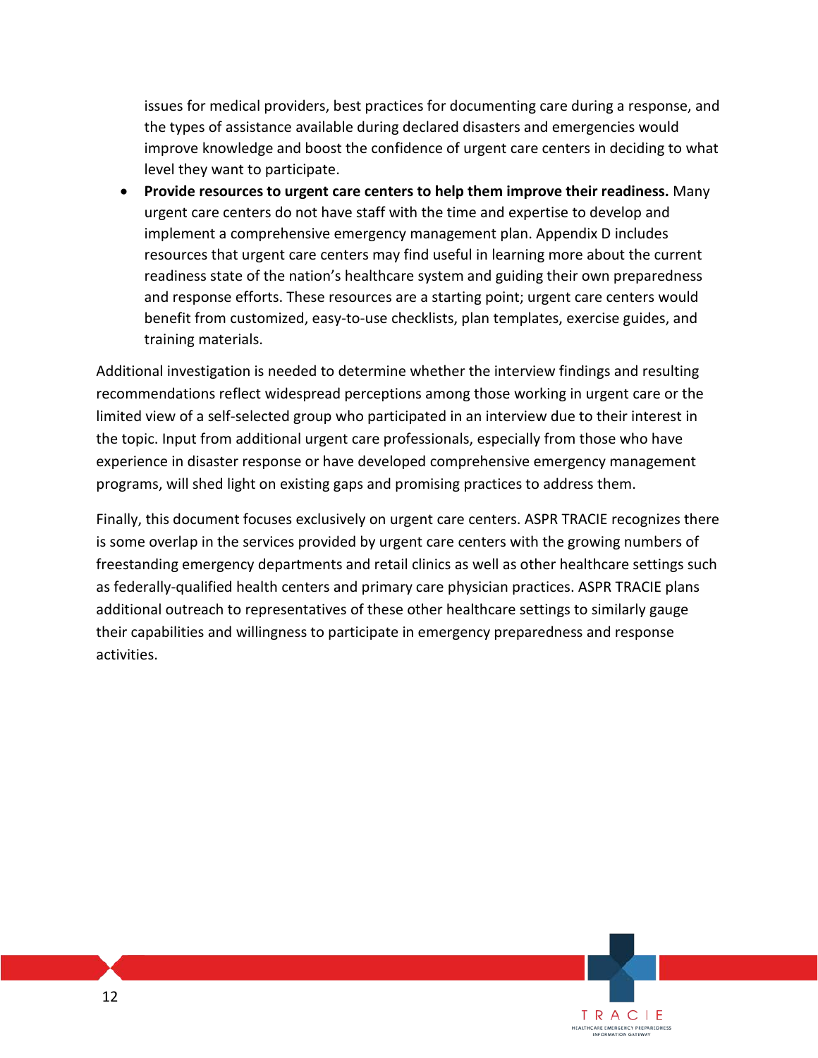issues for medical providers, best practices for documenting care during a response, and the types of assistance available during declared disasters and emergencies would improve knowledge and boost the confidence of urgent care centers in deciding to what level they want to participate.

- **Provide resources to urgent care centers to help them improve their readiness.** Many urgent care centers do not have staff with the time and expertise to develop and implement a comprehensive emergency management plan. Appendix D includes resources that urgent care centers may find useful in learning more about the current readiness state of the nation's healthcare system and guiding their own preparedness and response efforts. These resources are a starting point; urgent care centers would benefit from customized, easy-to-use checklists, plan templates, exercise guides, and training materials.

Additional investigation is needed to determine whether the interview findings and resulting recommendations reflect widespread perceptions among those working in urgent care or the limited view of a self-selected group who participated in an interview due to their interest in the topic. Input from additional urgent care professionals, especially from those who have experience in disaster response or have developed comprehensive emergency management programs, will shed light on existing gaps and promising practices to address them.

Finally, this document focuses exclusively on urgent care centers. ASPR TRACIE recognizes there is some overlap in the services provided by urgent care centers with the growing numbers of freestanding emergency departments and retail clinics as well as other healthcare settings such as federally-qualified health centers and primary care physician practices. ASPR TRACIE plans additional outreach to representatives of these other healthcare settings to similarly gauge their capabilities and willingness to participate in emergency preparedness and response activities.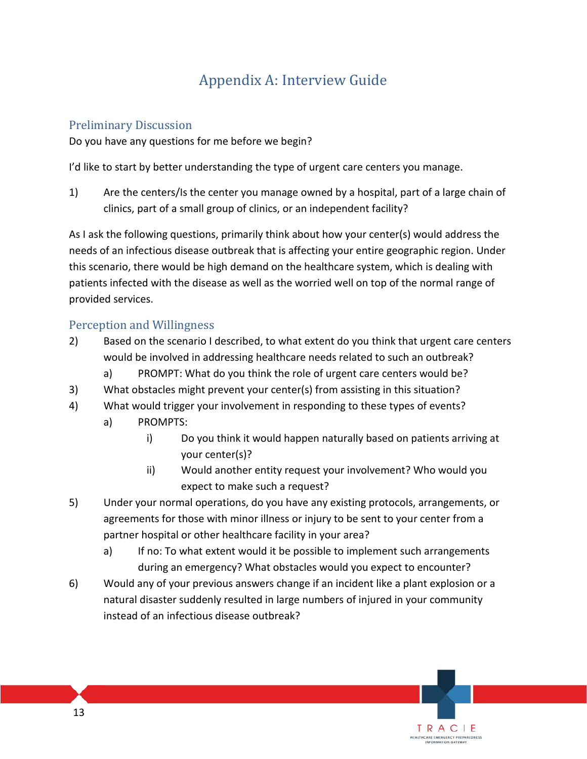# Appendix A: Interview Guide

## Preliminary Discussion

Do you have any questions for me before we begin?

I'd like to start by better understanding the type of urgent care centers you manage.

1) Are the centers/Is the center you manage owned by a hospital, part of a large chain of clinics, part of a small group of clinics, or an independent facility?

As I ask the following questions, primarily think about how your center(s) would address the needs of an infectious disease outbreak that is affecting your entire geographic region. Under this scenario, there would be high demand on the healthcare system, which is dealing with patients infected with the disease as well as the worried well on top of the normal range of provided services.

## Perception and Willingness

2) Based on the scenario I described, to what extent do you think that urgent care centers would be involved in addressing healthcare needs related to such an outbreak?
   a) PROMPT: What do you think the role of urgent care centers would be?
3) What obstacles might prevent your center(s) from assisting in this situation?
4) What would trigger your involvement in responding to these types of events?
   a) PROMPTS:
      i) Do you think it would happen naturally based on patients arriving at your center(s)?
      ii) Would another entity request your involvement? Who would you expect to make such a request?
5) Under your normal operations, do you have any existing protocols, arrangements, or agreements for those with minor illness or injury to be sent to your center from a partner hospital or other healthcare facility in your area?
   a) If no: To what extent would it be possible to implement such arrangements during an emergency? What obstacles would you expect to encounter?
6) Would any of your previous answers change if an incident like a plant explosion or a natural disaster suddenly resulted in large numbers of injured in your community instead of an infectious disease outbreak?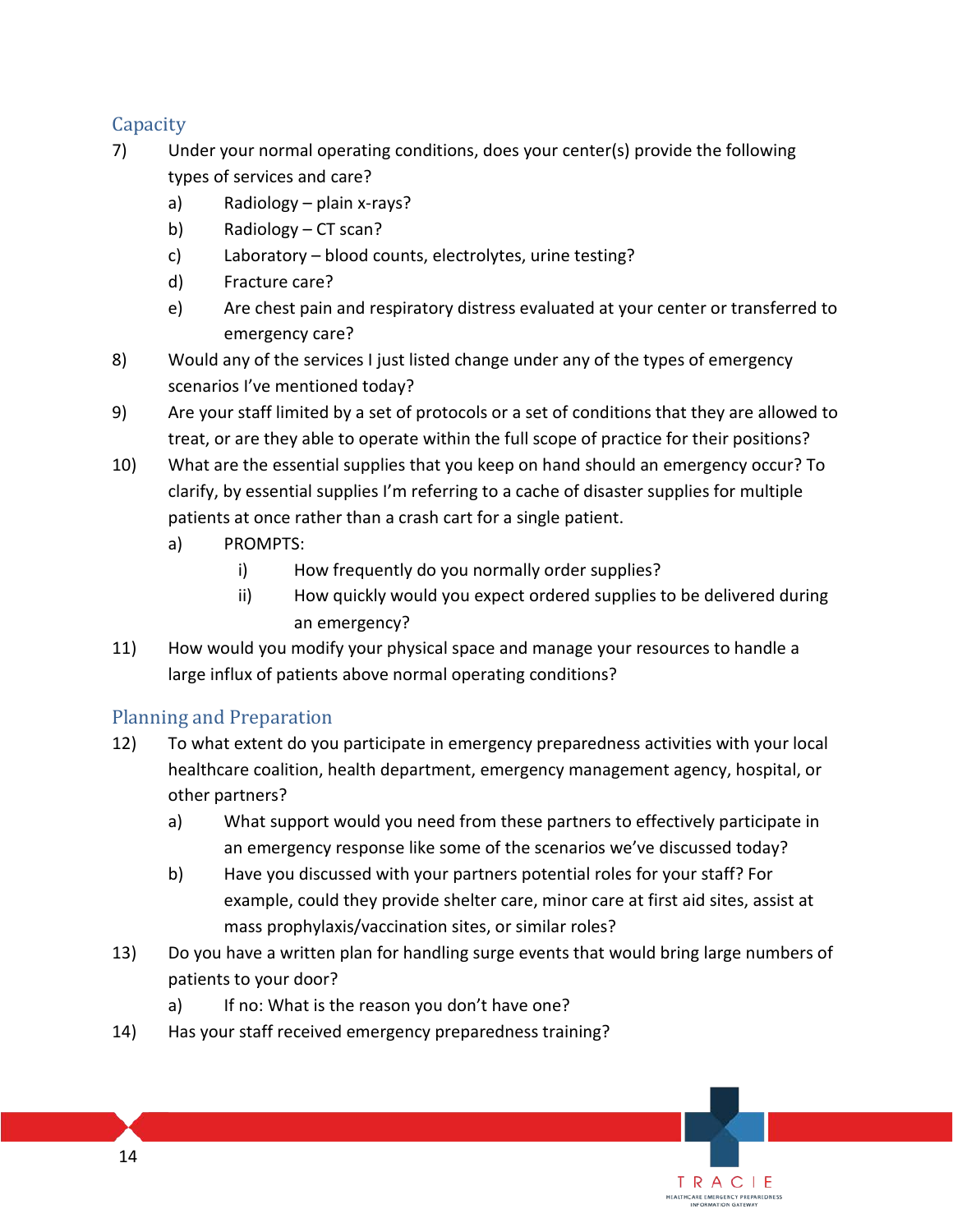## Capacity

7) Under your normal operating conditions, does your center(s) provide the following types of services and care?
    a) Radiology – plain x-rays?
    b) Radiology – CT scan?
    c) Laboratory – blood counts, electrolytes, urine testing?
    d) Fracture care?
    e) Are chest pain and respiratory distress evaluated at your center or transferred to emergency care?
8) Would any of the services I just listed change under any of the types of emergency scenarios I've mentioned today?
9) Are your staff limited by a set of protocols or a set of conditions that they are allowed to treat, or are they able to operate within the full scope of practice for their positions?
10) What are the essential supplies that you keep on hand should an emergency occur? To clarify, by essential supplies I'm referring to a cache of disaster supplies for multiple patients at once rather than a crash cart for a single patient.
    a) PROMPTS:
        i) How frequently do you normally order supplies?
        ii) How quickly would you expect ordered supplies to be delivered during an emergency?
11) How would you modify your physical space and manage your resources to handle a large influx of patients above normal operating conditions?

## Planning and Preparation

12) To what extent do you participate in emergency preparedness activities with your local healthcare coalition, health department, emergency management agency, hospital, or other partners?
    a) What support would you need from these partners to effectively participate in an emergency response like some of the scenarios we've discussed today?
    b) Have you discussed with your partners potential roles for your staff? For example, could they provide shelter care, minor care at first aid sites, assist at mass prophylaxis/vaccination sites, or similar roles?
13) Do you have a written plan for handling surge events that would bring large numbers of patients to your door?
    a) If no: What is the reason you don't have one?
14) Has your staff received emergency preparedness training?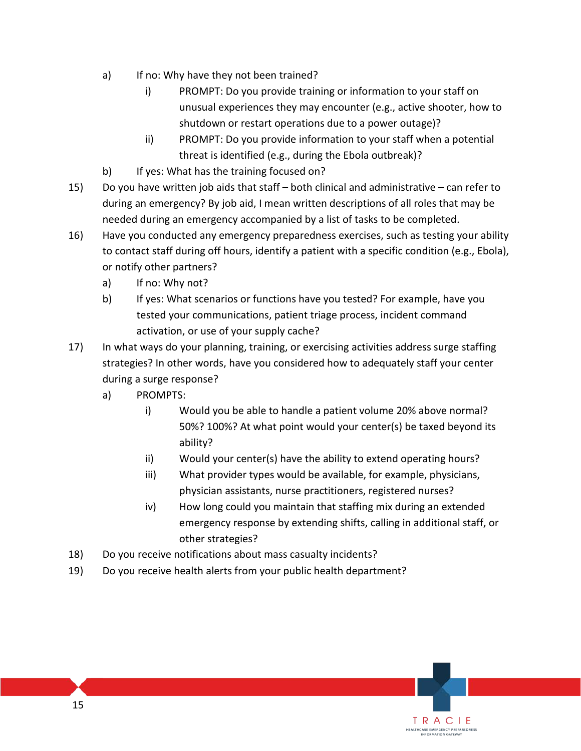a) If no: Why have they not been trained?
   i) PROMPT: Do you provide training or information to your staff on unusual experiences they may encounter (e.g., active shooter, how to shutdown or restart operations due to a power outage)?
   ii) PROMPT: Do you provide information to your staff when a potential threat is identified (e.g., during the Ebola outbreak)?

b) If yes: What has the training focused on?

15) Do you have written job aids that staff – both clinical and administrative – can refer to during an emergency? By job aid, I mean written descriptions of all roles that may be needed during an emergency accompanied by a list of tasks to be completed.

16) Have you conducted any emergency preparedness exercises, such as testing your ability to contact staff during off hours, identify a patient with a specific condition (e.g., Ebola), or notify other partners?
   a) If no: Why not?
   b) If yes: What scenarios or functions have you tested? For example, have you tested your communications, patient triage process, incident command activation, or use of your supply cache?

17) In what ways do your planning, training, or exercising activities address surge staffing strategies? In other words, have you considered how to adequately staff your center during a surge response?
   a) PROMPTS:
      i) Would you be able to handle a patient volume 20% above normal? 50%? 100%? At what point would your center(s) be taxed beyond its ability?
      ii) Would your center(s) have the ability to extend operating hours?
      iii) What provider types would be available, for example, physicians, physician assistants, nurse practitioners, registered nurses?
      iv) How long could you maintain that staffing mix during an extended emergency response by extending shifts, calling in additional staff, or other strategies?

18) Do you receive notifications about mass casualty incidents?

19) Do you receive health alerts from your public health department?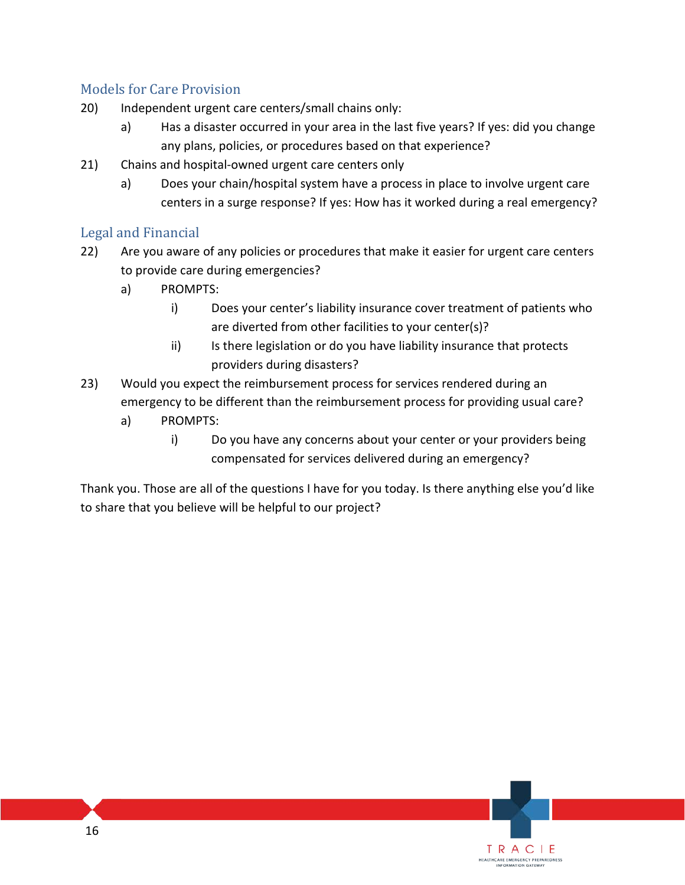## Models for Care Provision

20) Independent urgent care centers/small chains only:
    a) Has a disaster occurred in your area in the last five years? If yes: did you change any plans, policies, or procedures based on that experience?

21) Chains and hospital-owned urgent care centers only
    a) Does your chain/hospital system have a process in place to involve urgent care centers in a surge response? If yes: How has it worked during a real emergency?

## Legal and Financial

22) Are you aware of any policies or procedures that make it easier for urgent care centers to provide care during emergencies?
    a) PROMPTS:
        i) Does your center's liability insurance cover treatment of patients who are diverted from other facilities to your center(s)?
        ii) Is there legislation or do you have liability insurance that protects providers during disasters?

23) Would you expect the reimbursement process for services rendered during an emergency to be different than the reimbursement process for providing usual care?
    a) PROMPTS:
        i) Do you have any concerns about your center or your providers being compensated for services delivered during an emergency?

Thank you. Those are all of the questions I have for you today. Is there anything else you'd like to share that you believe will be helpful to our project?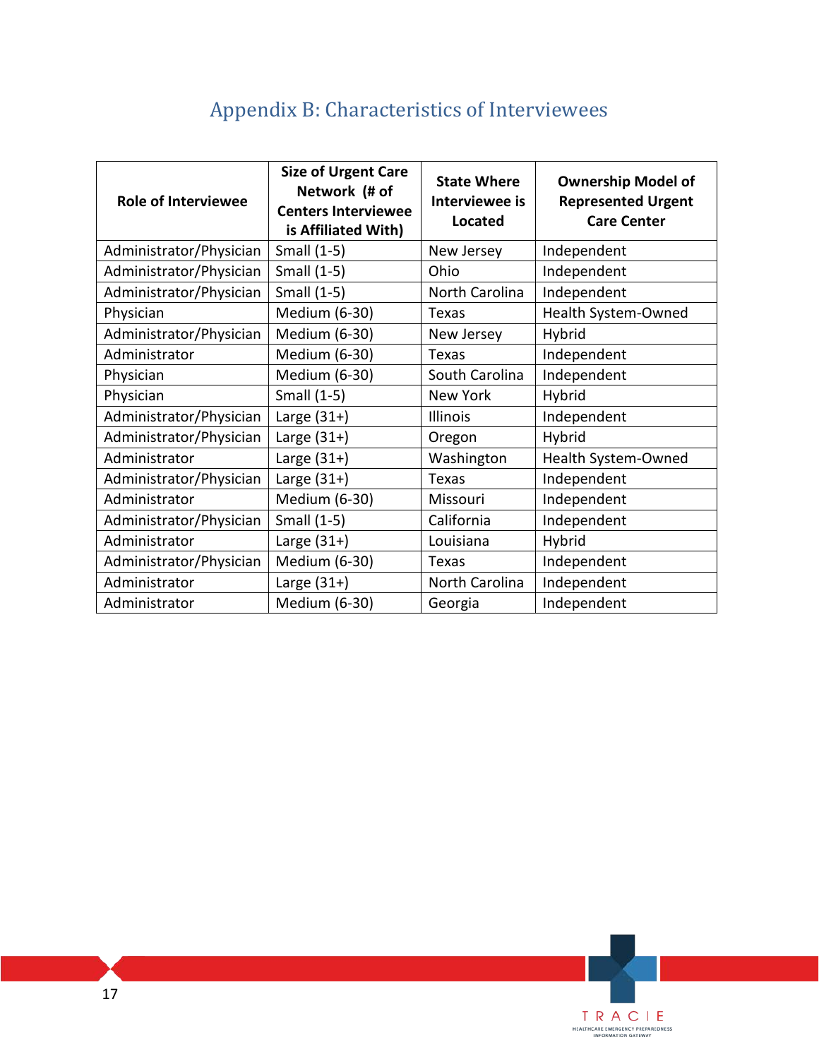# Appendix B: Characteristics of Interviewees

| Role of Interviewee | Size of Urgent Care Network (# of Centers Interviewee is Affiliated With) | State Where Interviewee is Located | Ownership Model of Represented Urgent Care Center |
|---|---|---|---|
| Administrator/Physician | Small (1-5) | New Jersey | Independent |
| Administrator/Physician | Small (1-5) | Ohio | Independent |
| Administrator/Physician | Small (1-5) | North Carolina | Independent |
| Physician | Medium (6-30) | Texas | Health System-Owned |
| Administrator/Physician | Medium (6-30) | New Jersey | Hybrid |
| Administrator | Medium (6-30) | Texas | Independent |
| Physician | Medium (6-30) | South Carolina | Independent |
| Physician | Small (1-5) | New York | Hybrid |
| Administrator/Physician | Large (31+) | Illinois | Independent |
| Administrator/Physician | Large (31+) | Oregon | Hybrid |
| Administrator | Large (31+) | Washington | Health System-Owned |
| Administrator/Physician | Large (31+) | Texas | Independent |
| Administrator | Medium (6-30) | Missouri | Independent |
| Administrator/Physician | Small (1-5) | California | Independent |
| Administrator | Large (31+) | Louisiana | Hybrid |
| Administrator/Physician | Medium (6-30) | Texas | Independent |
| Administrator | Large (31+) | North Carolina | Independent |
| Administrator | Medium (6-30) | Georgia | Independent |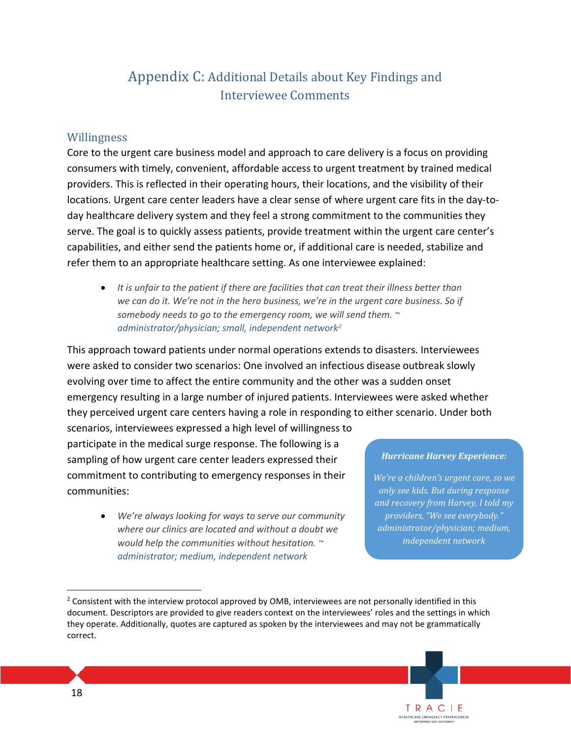# Appendix C: Additional Details about Key Findings and Interviewee Comments

## Willingness

Core to the urgent care business model and approach to care delivery is a focus on providing consumers with timely, convenient, affordable access to urgent treatment by trained medical providers. This is reflected in their operating hours, their locations, and the visibility of their locations. Urgent care center leaders have a clear sense of where urgent care fits in the day-to-day healthcare delivery system and they feel a strong commitment to the communities they serve. The goal is to quickly assess patients, provide treatment within the urgent care center's capabilities, and either send the patients home or, if additional care is needed, stabilize and refer them to an appropriate healthcare setting. As one interviewee explained:

- *It is unfair to the patient if there are facilities that can treat their illness better than we can do it. We're not in the hero business, we're in the urgent care business. So if somebody needs to go to the emergency room, we will send them. ~ administrator/physician; small, independent network*[2]

This approach toward patients under normal operations extends to disasters. Interviewees were asked to consider two scenarios: One involved an infectious disease outbreak slowly evolving over time to affect the entire community and the other was a sudden onset emergency resulting in a large number of injured patients. Interviewees were asked whether they perceived urgent care centers having a role in responding to either scenario. Under both scenarios, interviewees expressed a high level of willingness to participate in the medical surge response. The following is a sampling of how urgent care center leaders expressed their commitment to contributing to emergency responses in their communities:

- *We're always looking for ways to serve our community where our clinics are located and without a doubt we would help the communities without hesitation. ~ administrator; medium, independent network*

> ***Hurricane Harvey Experience:***
>
> *We're a children's urgent care, so we only see kids. But during response and recovery from Harvey, I told my providers, "We see everybody." administrator/physician; medium, independent network*

[2] Consistent with the interview protocol approved by OMB, interviewees are not personally identified in this document. Descriptors are provided to give readers context on the interviewees' roles and the settings in which they operate. Additionally, quotes are captured as spoken by the interviewees and may not be grammatically correct.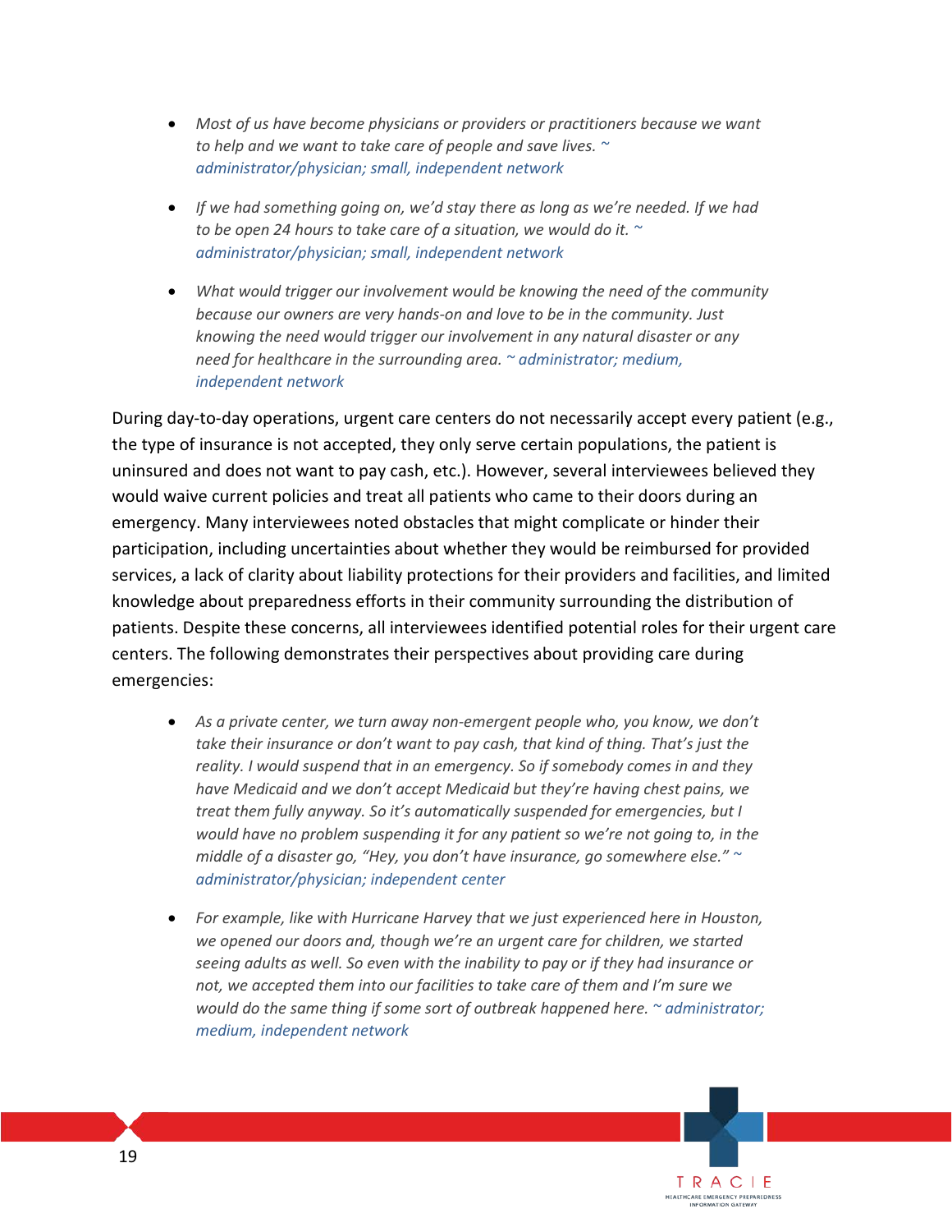- *Most of us have become physicians or providers or practitioners because we want to help and we want to take care of people and save lives.* ~ administrator/physician; small, independent network

- *If we had something going on, we'd stay there as long as we're needed. If we had to be open 24 hours to take care of a situation, we would do it.* ~ administrator/physician; small, independent network

- *What would trigger our involvement would be knowing the need of the community because our owners are very hands-on and love to be in the community. Just knowing the need would trigger our involvement in any natural disaster or any need for healthcare in the surrounding area.* ~ administrator; medium, independent network

During day-to-day operations, urgent care centers do not necessarily accept every patient (e.g., the type of insurance is not accepted, they only serve certain populations, the patient is uninsured and does not want to pay cash, etc.). However, several interviewees believed they would waive current policies and treat all patients who came to their doors during an emergency. Many interviewees noted obstacles that might complicate or hinder their participation, including uncertainties about whether they would be reimbursed for provided services, a lack of clarity about liability protections for their providers and facilities, and limited knowledge about preparedness efforts in their community surrounding the distribution of patients. Despite these concerns, all interviewees identified potential roles for their urgent care centers. The following demonstrates their perspectives about providing care during emergencies:

- *As a private center, we turn away non-emergent people who, you know, we don't take their insurance or don't want to pay cash, that kind of thing. That's just the reality. I would suspend that in an emergency. So if somebody comes in and they have Medicaid and we don't accept Medicaid but they're having chest pains, we treat them fully anyway. So it's automatically suspended for emergencies, but I would have no problem suspending it for any patient so we're not going to, in the middle of a disaster go, "Hey, you don't have insurance, go somewhere else."* ~ administrator/physician; independent center

- *For example, like with Hurricane Harvey that we just experienced here in Houston, we opened our doors and, though we're an urgent care for children, we started seeing adults as well. So even with the inability to pay or if they had insurance or not, we accepted them into our facilities to take care of them and I'm sure we would do the same thing if some sort of outbreak happened here.* ~ administrator; medium, independent network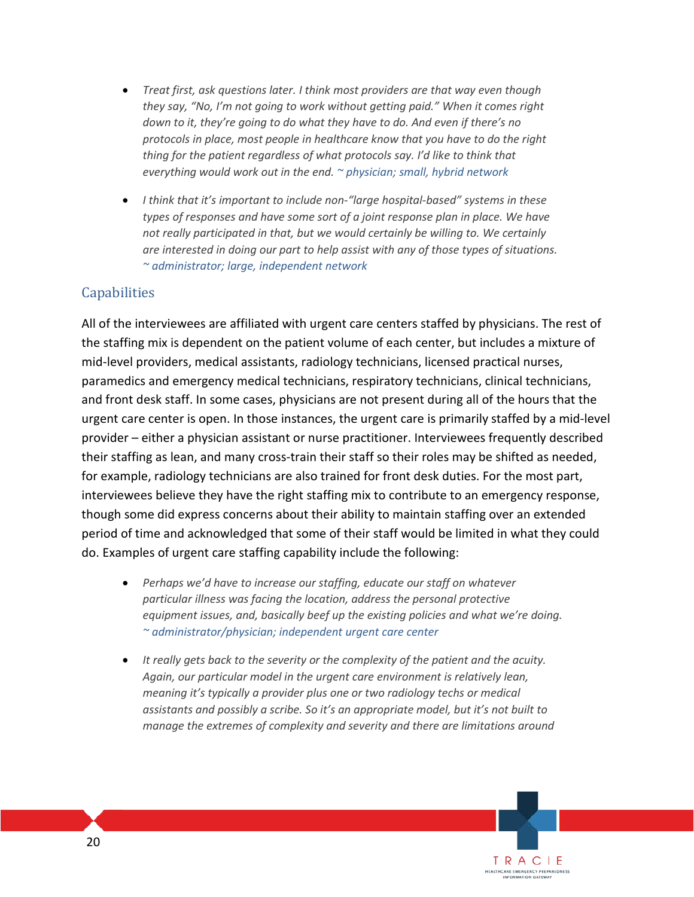- *Treat first, ask questions later. I think most providers are that way even though they say, "No, I'm not going to work without getting paid." When it comes right down to it, they're going to do what they have to do. And even if there's no protocols in place, most people in healthcare know that you have to do the right thing for the patient regardless of what protocols say. I'd like to think that everything would work out in the end.* ~ physician; small, hybrid network

- *I think that it's important to include non-"large hospital-based" systems in these types of responses and have some sort of a joint response plan in place. We have not really participated in that, but we would certainly be willing to. We certainly are interested in doing our part to help assist with any of those types of situations.* ~ administrator; large, independent network

## Capabilities

All of the interviewees are affiliated with urgent care centers staffed by physicians. The rest of the staffing mix is dependent on the patient volume of each center, but includes a mixture of mid-level providers, medical assistants, radiology technicians, licensed practical nurses, paramedics and emergency medical technicians, respiratory technicians, clinical technicians, and front desk staff. In some cases, physicians are not present during all of the hours that the urgent care center is open. In those instances, the urgent care is primarily staffed by a mid-level provider – either a physician assistant or nurse practitioner. Interviewees frequently described their staffing as lean, and many cross-train their staff so their roles may be shifted as needed, for example, radiology technicians are also trained for front desk duties. For the most part, interviewees believe they have the right staffing mix to contribute to an emergency response, though some did express concerns about their ability to maintain staffing over an extended period of time and acknowledged that some of their staff would be limited in what they could do. Examples of urgent care staffing capability include the following:

- *Perhaps we'd have to increase our staffing, educate our staff on whatever particular illness was facing the location, address the personal protective equipment issues, and, basically beef up the existing policies and what we're doing.* ~ administrator/physician; independent urgent care center

- *It really gets back to the severity or the complexity of the patient and the acuity. Again, our particular model in the urgent care environment is relatively lean, meaning it's typically a provider plus one or two radiology techs or medical assistants and possibly a scribe. So it's an appropriate model, but it's not built to manage the extremes of complexity and severity and there are limitations around*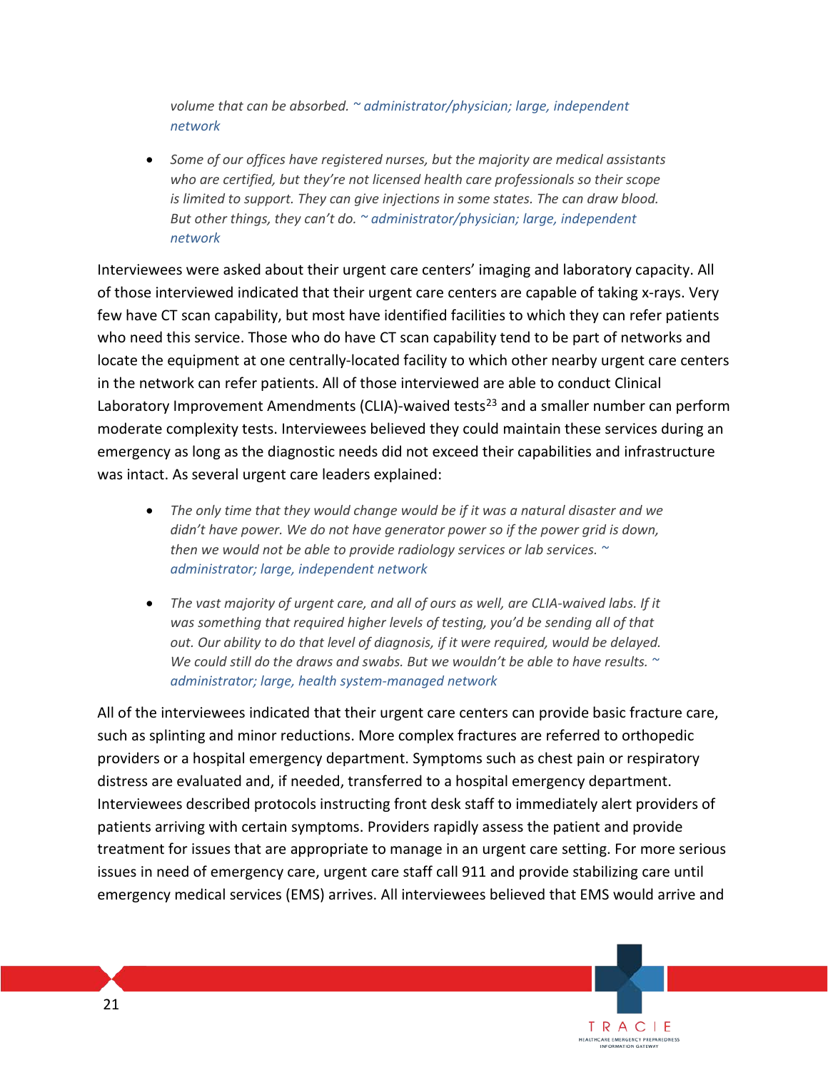- *volume that can be absorbed. ~ administrator/physician; large, independent network*

- *Some of our offices have registered nurses, but the majority are medical assistants who are certified, but they're not licensed health care professionals so their scope is limited to support. They can give injections in some states. The can draw blood. But other things, they can't do. ~ administrator/physician; large, independent network*

Interviewees were asked about their urgent care centers' imaging and laboratory capacity. All of those interviewed indicated that their urgent care centers are capable of taking x-rays. Very few have CT scan capability, but most have identified facilities to which they can refer patients who need this service. Those who do have CT scan capability tend to be part of networks and locate the equipment at one centrally-located facility to which other nearby urgent care centers in the network can refer patients. All of those interviewed are able to conduct Clinical Laboratory Improvement Amendments (CLIA)-waived tests[23] and a smaller number can perform moderate complexity tests. Interviewees believed they could maintain these services during an emergency as long as the diagnostic needs did not exceed their capabilities and infrastructure was intact. As several urgent care leaders explained:

- *The only time that they would change would be if it was a natural disaster and we didn't have power. We do not have generator power so if the power grid is down, then we would not be able to provide radiology services or lab services. ~ administrator; large, independent network*

- *The vast majority of urgent care, and all of ours as well, are CLIA-waived labs. If it was something that required higher levels of testing, you'd be sending all of that out. Our ability to do that level of diagnosis, if it were required, would be delayed. We could still do the draws and swabs. But we wouldn't be able to have results. ~ administrator; large, health system-managed network*

All of the interviewees indicated that their urgent care centers can provide basic fracture care, such as splinting and minor reductions. More complex fractures are referred to orthopedic providers or a hospital emergency department. Symptoms such as chest pain or respiratory distress are evaluated and, if needed, transferred to a hospital emergency department. Interviewees described protocols instructing front desk staff to immediately alert providers of patients arriving with certain symptoms. Providers rapidly assess the patient and provide treatment for issues that are appropriate to manage in an urgent care setting. For more serious issues in need of emergency care, urgent care staff call 911 and provide stabilizing care until emergency medical services (EMS) arrives. All interviewees believed that EMS would arrive and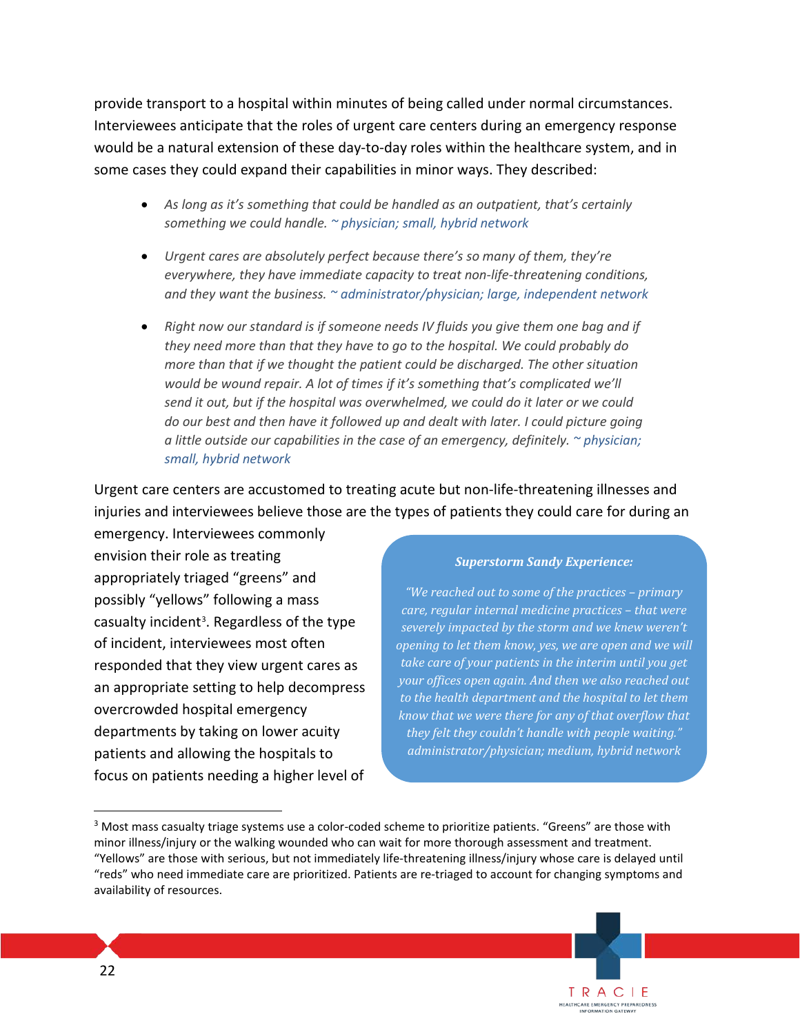provide transport to a hospital within minutes of being called under normal circumstances. Interviewees anticipate that the roles of urgent care centers during an emergency response would be a natural extension of these day-to-day roles within the healthcare system, and in some cases they could expand their capabilities in minor ways. They described:

- *As long as it's something that could be handled as an outpatient, that's certainly something we could handle.* ~ physician; small, hybrid network
- *Urgent cares are absolutely perfect because there's so many of them, they're everywhere, they have immediate capacity to treat non-life-threatening conditions, and they want the business.* ~ administrator/physician; large, independent network
- *Right now our standard is if someone needs IV fluids you give them one bag and if they need more than that they have to go to the hospital. We could probably do more than that if we thought the patient could be discharged. The other situation would be wound repair. A lot of times if it's something that's complicated we'll send it out, but if the hospital was overwhelmed, we could do it later or we could do our best and then have it followed up and dealt with later. I could picture going a little outside our capabilities in the case of an emergency, definitely.* ~ physician; small, hybrid network

Urgent care centers are accustomed to treating acute but non-life-threatening illnesses and injuries and interviewees believe those are the types of patients they could care for during an emergency. Interviewees commonly envision their role as treating appropriately triaged "greens" and possibly "yellows" following a mass casualty incident[3]. Regardless of the type of incident, interviewees most often responded that they view urgent cares as an appropriate setting to help decompress overcrowded hospital emergency departments by taking on lower acuity patients and allowing the hospitals to focus on patients needing a higher level of

> ***Superstorm Sandy Experience:***
>
> *"We reached out to some of the practices – primary care, regular internal medicine practices – that were severely impacted by the storm and we knew weren't opening to let them know, yes, we are open and we will take care of your patients in the interim until you get your offices open again. And then we also reached out to the health department and the hospital to let them know that we were there for any of that overflow that they felt they couldn't handle with people waiting." administrator/physician; medium, hybrid network*

[3] Most mass casualty triage systems use a color-coded scheme to prioritize patients. "Greens" are those with minor illness/injury or the walking wounded who can wait for more thorough assessment and treatment. "Yellows" are those with serious, but not immediately life-threatening illness/injury whose care is delayed until "reds" who need immediate care are prioritized. Patients are re-triaged to account for changing symptoms and availability of resources.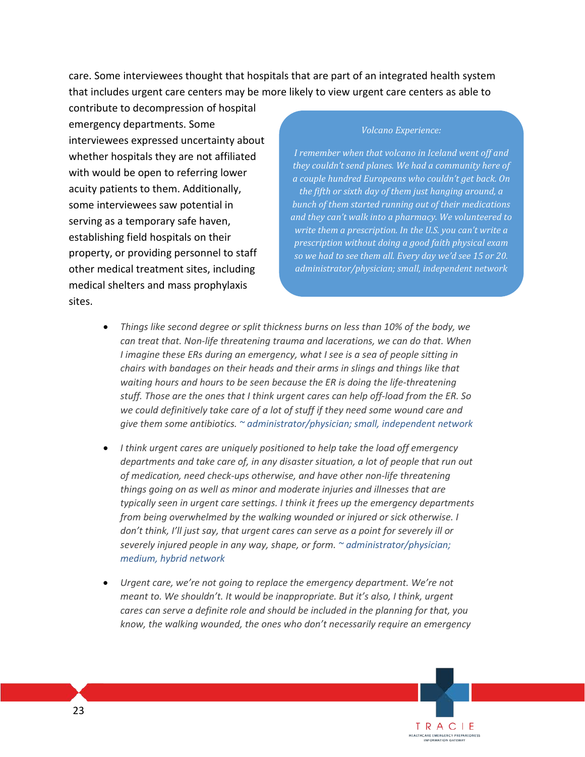care. Some interviewees thought that hospitals that are part of an integrated health system that includes urgent care centers may be more likely to view urgent care centers as able to contribute to decompression of hospital emergency departments. Some interviewees expressed uncertainty about whether hospitals they are not affiliated with would be open to referring lower acuity patients to them. Additionally, some interviewees saw potential in serving as a temporary safe haven, establishing field hospitals on their property, or providing personnel to staff other medical treatment sites, including medical shelters and mass prophylaxis sites.

> *Volcano Experience:*
>
> *I remember when that volcano in Iceland went off and they couldn't send planes. We had a community here of a couple hundred Europeans who couldn't get back. On the fifth or sixth day of them just hanging around, a bunch of them started running out of their medications and they can't walk into a pharmacy. We volunteered to write them a prescription. In the U.S. you can't write a prescription without doing a good faith physical exam so we had to see them all. Every day we'd see 15 or 20. administrator/physician; small, independent network*

- *Things like second degree or split thickness burns on less than 10% of the body, we can treat that. Non-life threatening trauma and lacerations, we can do that. When I imagine these ERs during an emergency, what I see is a sea of people sitting in chairs with bandages on their heads and their arms in slings and things like that waiting hours and hours to be seen because the ER is doing the life-threatening stuff. Those are the ones that I think urgent cares can help off-load from the ER. So we could definitively take care of a lot of stuff if they need some wound care and give them some antibiotics.* ~ administrator/physician; small, independent network

- *I think urgent cares are uniquely positioned to help take the load off emergency departments and take care of, in any disaster situation, a lot of people that run out of medication, need check-ups otherwise, and have other non-life threatening things going on as well as minor and moderate injuries and illnesses that are typically seen in urgent care settings. I think it frees up the emergency departments from being overwhelmed by the walking wounded or injured or sick otherwise. I don't think, I'll just say, that urgent cares can serve as a point for severely ill or severely injured people in any way, shape, or form.* ~ administrator/physician; medium, hybrid network

- *Urgent care, we're not going to replace the emergency department. We're not meant to. We shouldn't. It would be inappropriate. But it's also, I think, urgent cares can serve a definite role and should be included in the planning for that, you know, the walking wounded, the ones who don't necessarily require an emergency*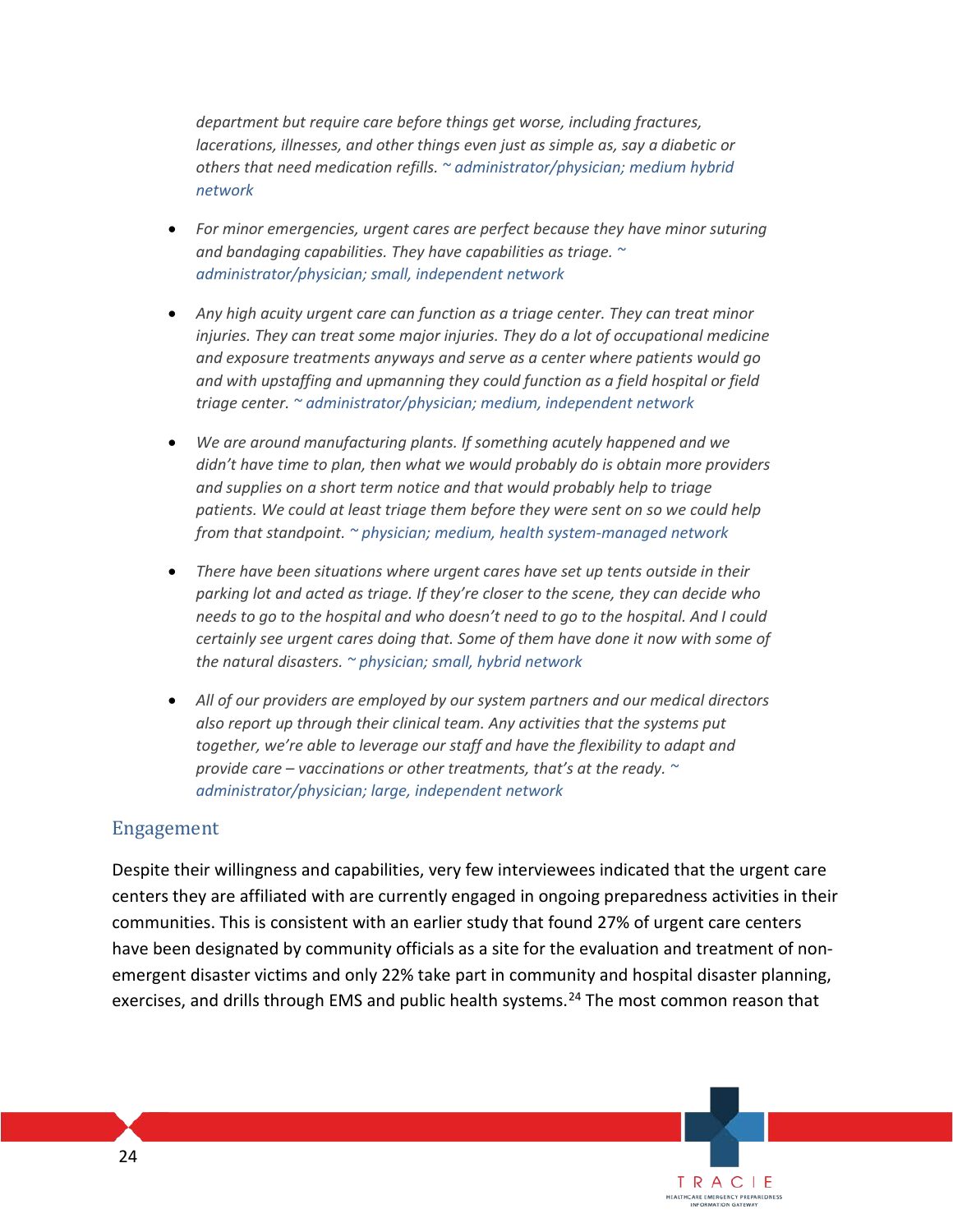*department but require care before things get worse, including fractures, lacerations, illnesses, and other things even just as simple as, say a diabetic or others that need medication refills.* ~ administrator/physician; medium hybrid network

- *For minor emergencies, urgent cares are perfect because they have minor suturing and bandaging capabilities. They have capabilities as triage.* ~ administrator/physician; small, independent network
- *Any high acuity urgent care can function as a triage center. They can treat minor injuries. They can treat some major injuries. They do a lot of occupational medicine and exposure treatments anyways and serve as a center where patients would go and with upstaffing and upmanning they could function as a field hospital or field triage center.* ~ administrator/physician; medium, independent network
- *We are around manufacturing plants. If something acutely happened and we didn't have time to plan, then what we would probably do is obtain more providers and supplies on a short term notice and that would probably help to triage patients. We could at least triage them before they were sent on so we could help from that standpoint.* ~ physician; medium, health system-managed network
- *There have been situations where urgent cares have set up tents outside in their parking lot and acted as triage. If they're closer to the scene, they can decide who needs to go to the hospital and who doesn't need to go to the hospital. And I could certainly see urgent cares doing that. Some of them have done it now with some of the natural disasters.* ~ physician; small, hybrid network
- *All of our providers are employed by our system partners and our medical directors also report up through their clinical team. Any activities that the systems put together, we're able to leverage our staff and have the flexibility to adapt and provide care – vaccinations or other treatments, that's at the ready.* ~ administrator/physician; large, independent network

## Engagement

Despite their willingness and capabilities, very few interviewees indicated that the urgent care centers they are affiliated with are currently engaged in ongoing preparedness activities in their communities. This is consistent with an earlier study that found 27% of urgent care centers have been designated by community officials as a site for the evaluation and treatment of non-emergent disaster victims and only 22% take part in community and hospital disaster planning, exercises, and drills through EMS and public health systems.[24] The most common reason that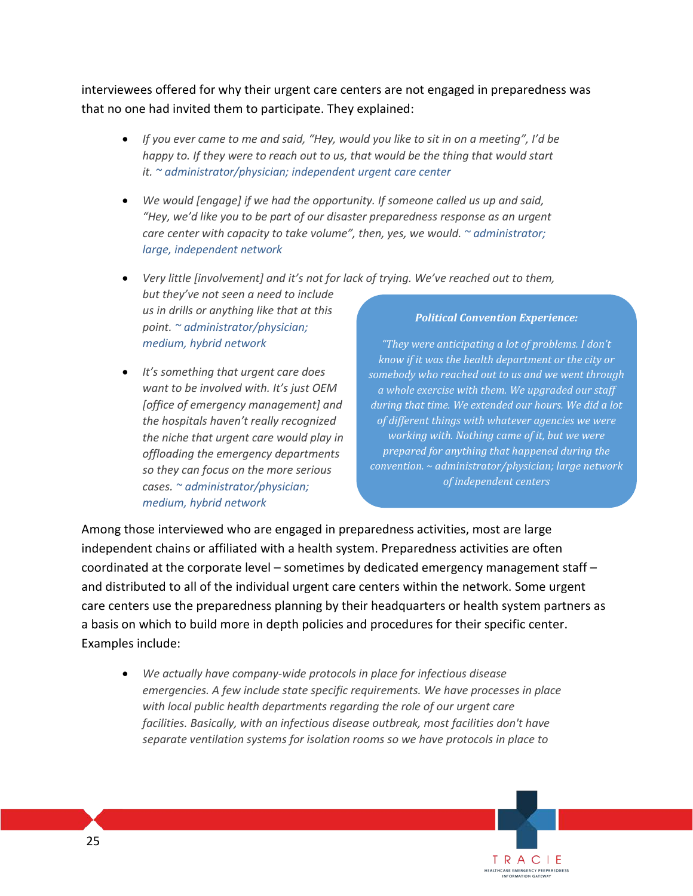interviewees offered for why their urgent care centers are not engaged in preparedness was that no one had invited them to participate. They explained:

- *If you ever came to me and said, "Hey, would you like to sit in on a meeting", I'd be happy to. If they were to reach out to us, that would be the thing that would start it. ~ administrator/physician; independent urgent care center*
- *We would [engage] if we had the opportunity. If someone called us up and said, "Hey, we'd like you to be part of our disaster preparedness response as an urgent care center with capacity to take volume", then, yes, we would. ~ administrator; large, independent network*
- *Very little [involvement] and it's not for lack of trying. We've reached out to them, but they've not seen a need to include us in drills or anything like that at this point. ~ administrator/physician; medium, hybrid network*
- *It's something that urgent care does want to be involved with. It's just OEM [office of emergency management] and the hospitals haven't really recognized the niche that urgent care would play in offloading the emergency departments so they can focus on the more serious cases. ~ administrator/physician; medium, hybrid network*

> ***Political Convention Experience:***
>
> *"They were anticipating a lot of problems. I don't know if it was the health department or the city or somebody who reached out to us and we went through a whole exercise with them. We upgraded our staff during that time. We extended our hours. We did a lot of different things with whatever agencies we were working with. Nothing came of it, but we were prepared for anything that happened during the convention. ~ administrator/physician; large network of independent centers*

Among those interviewed who are engaged in preparedness activities, most are large independent chains or affiliated with a health system. Preparedness activities are often coordinated at the corporate level – sometimes by dedicated emergency management staff – and distributed to all of the individual urgent care centers within the network. Some urgent care centers use the preparedness planning by their headquarters or health system partners as a basis on which to build more in depth policies and procedures for their specific center. Examples include:

- *We actually have company-wide protocols in place for infectious disease emergencies. A few include state specific requirements. We have processes in place with local public health departments regarding the role of our urgent care facilities. Basically, with an infectious disease outbreak, most facilities don't have separate ventilation systems for isolation rooms so we have protocols in place to*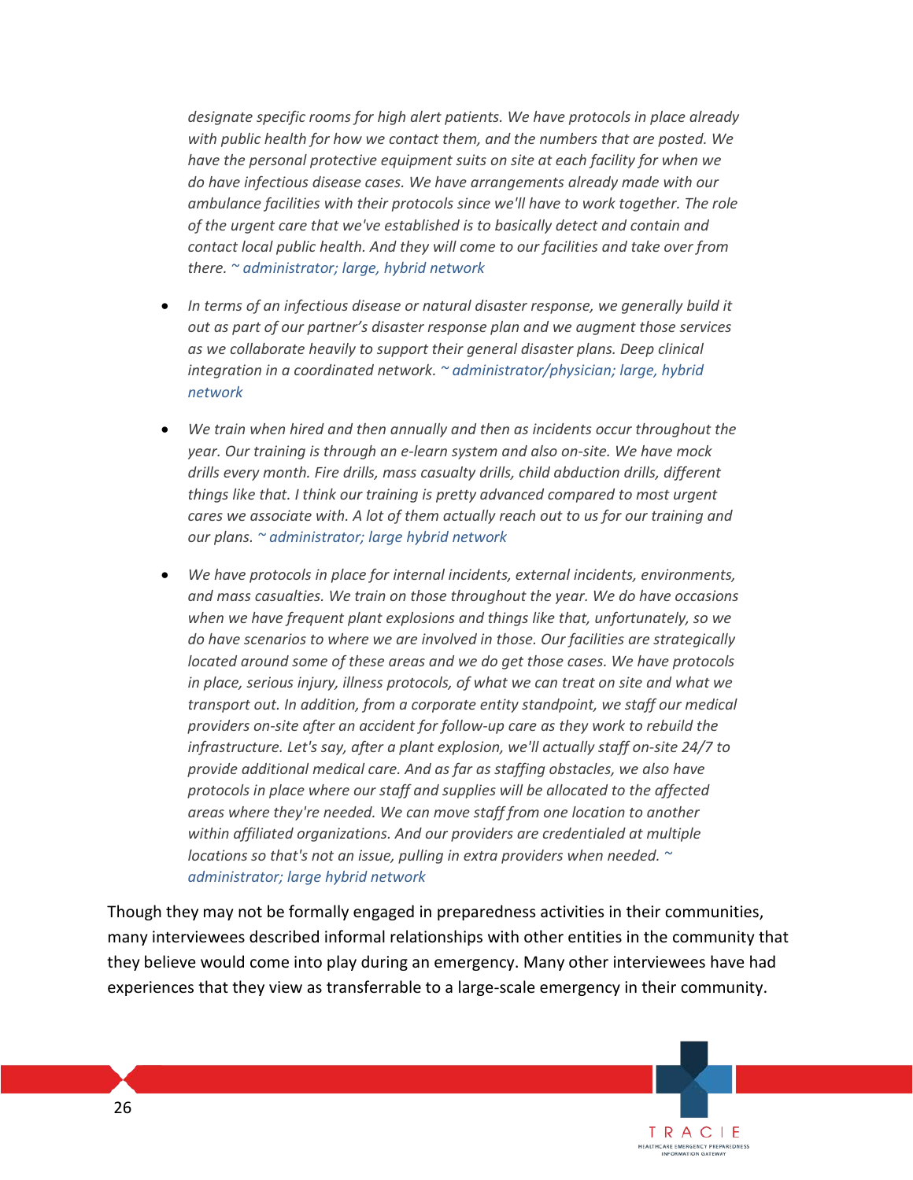*designate specific rooms for high alert patients. We have protocols in place already with public health for how we contact them, and the numbers that are posted. We have the personal protective equipment suits on site at each facility for when we do have infectious disease cases. We have arrangements already made with our ambulance facilities with their protocols since we'll have to work together. The role of the urgent care that we've established is to basically detect and contain and contact local public health. And they will come to our facilities and take over from there.* ~ administrator; large, hybrid network

- *In terms of an infectious disease or natural disaster response, we generally build it out as part of our partner's disaster response plan and we augment those services as we collaborate heavily to support their general disaster plans. Deep clinical integration in a coordinated network.* ~ administrator/physician; large, hybrid network
- *We train when hired and then annually and then as incidents occur throughout the year. Our training is through an e-learn system and also on-site. We have mock drills every month. Fire drills, mass casualty drills, child abduction drills, different things like that. I think our training is pretty advanced compared to most urgent cares we associate with. A lot of them actually reach out to us for our training and our plans.* ~ administrator; large hybrid network
- *We have protocols in place for internal incidents, external incidents, environments, and mass casualties. We train on those throughout the year. We do have occasions when we have frequent plant explosions and things like that, unfortunately, so we do have scenarios to where we are involved in those. Our facilities are strategically located around some of these areas and we do get those cases. We have protocols in place, serious injury, illness protocols, of what we can treat on site and what we transport out. In addition, from a corporate entity standpoint, we staff our medical providers on-site after an accident for follow-up care as they work to rebuild the infrastructure. Let's say, after a plant explosion, we'll actually staff on-site 24/7 to provide additional medical care. And as far as staffing obstacles, we also have protocols in place where our staff and supplies will be allocated to the affected areas where they're needed. We can move staff from one location to another within affiliated organizations. And our providers are credentialed at multiple locations so that's not an issue, pulling in extra providers when needed.* ~ administrator; large hybrid network

Though they may not be formally engaged in preparedness activities in their communities, many interviewees described informal relationships with other entities in the community that they believe would come into play during an emergency. Many other interviewees have had experiences that they view as transferrable to a large-scale emergency in their community.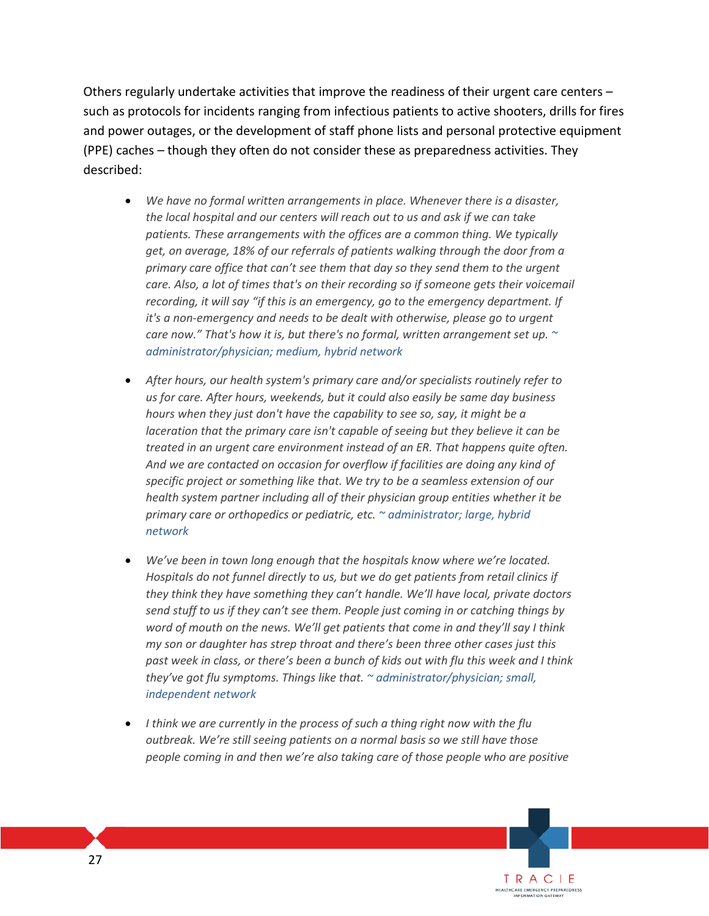Others regularly undertake activities that improve the readiness of their urgent care centers – such as protocols for incidents ranging from infectious patients to active shooters, drills for fires and power outages, or the development of staff phone lists and personal protective equipment (PPE) caches – though they often do not consider these as preparedness activities. They described:

- *We have no formal written arrangements in place. Whenever there is a disaster, the local hospital and our centers will reach out to us and ask if we can take patients. These arrangements with the offices are a common thing. We typically get, on average, 18% of our referrals of patients walking through the door from a primary care office that can't see them that day so they send them to the urgent care. Also, a lot of times that's on their recording so if someone gets their voicemail recording, it will say "if this is an emergency, go to the emergency department. If it's a non-emergency and needs to be dealt with otherwise, please go to urgent care now." That's how it is, but there's no formal, written arrangement set up.* ~ administrator/physician; medium, hybrid network

- *After hours, our health system's primary care and/or specialists routinely refer to us for care. After hours, weekends, but it could also easily be same day business hours when they just don't have the capability to see so, say, it might be a laceration that the primary care isn't capable of seeing but they believe it can be treated in an urgent care environment instead of an ER. That happens quite often. And we are contacted on occasion for overflow if facilities are doing any kind of specific project or something like that. We try to be a seamless extension of our health system partner including all of their physician group entities whether it be primary care or orthopedics or pediatric, etc.* ~ administrator; large, hybrid network

- *We've been in town long enough that the hospitals know where we're located. Hospitals do not funnel directly to us, but we do get patients from retail clinics if they think they have something they can't handle. We'll have local, private doctors send stuff to us if they can't see them. People just coming in or catching things by word of mouth on the news. We'll get patients that come in and they'll say I think my son or daughter has strep throat and there's been three other cases just this past week in class, or there's been a bunch of kids out with flu this week and I think they've got flu symptoms. Things like that.* ~ administrator/physician; small, independent network

- *I think we are currently in the process of such a thing right now with the flu outbreak. We're still seeing patients on a normal basis so we still have those people coming in and then we're also taking care of those people who are positive*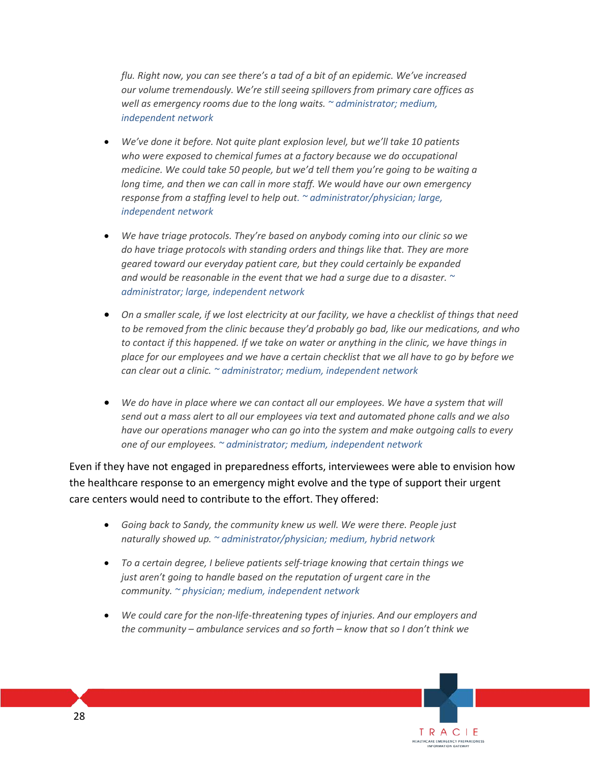*flu. Right now, you can see there's a tad of a bit of an epidemic. We've increased our volume tremendously. We're still seeing spillovers from primary care offices as well as emergency rooms due to the long waits. ~ administrator; medium, independent network*

- *We've done it before. Not quite plant explosion level, but we'll take 10 patients who were exposed to chemical fumes at a factory because we do occupational medicine. We could take 50 people, but we'd tell them you're going to be waiting a long time, and then we can call in more staff. We would have our own emergency response from a staffing level to help out. ~ administrator/physician; large, independent network*
- *We have triage protocols. They're based on anybody coming into our clinic so we do have triage protocols with standing orders and things like that. They are more geared toward our everyday patient care, but they could certainly be expanded and would be reasonable in the event that we had a surge due to a disaster. ~ administrator; large, independent network*
- *On a smaller scale, if we lost electricity at our facility, we have a checklist of things that need to be removed from the clinic because they'd probably go bad, like our medications, and who to contact if this happened. If we take on water or anything in the clinic, we have things in place for our employees and we have a certain checklist that we all have to go by before we can clear out a clinic. ~ administrator; medium, independent network*
- *We do have in place where we can contact all our employees. We have a system that will send out a mass alert to all our employees via text and automated phone calls and we also have our operations manager who can go into the system and make outgoing calls to every one of our employees. ~ administrator; medium, independent network*

Even if they have not engaged in preparedness efforts, interviewees were able to envision how the healthcare response to an emergency might evolve and the type of support their urgent care centers would need to contribute to the effort. They offered:

- *Going back to Sandy, the community knew us well. We were there. People just naturally showed up. ~ administrator/physician; medium, hybrid network*
- *To a certain degree, I believe patients self-triage knowing that certain things we just aren't going to handle based on the reputation of urgent care in the community. ~ physician; medium, independent network*
- *We could care for the non-life-threatening types of injuries. And our employers and the community – ambulance services and so forth – know that so I don't think we*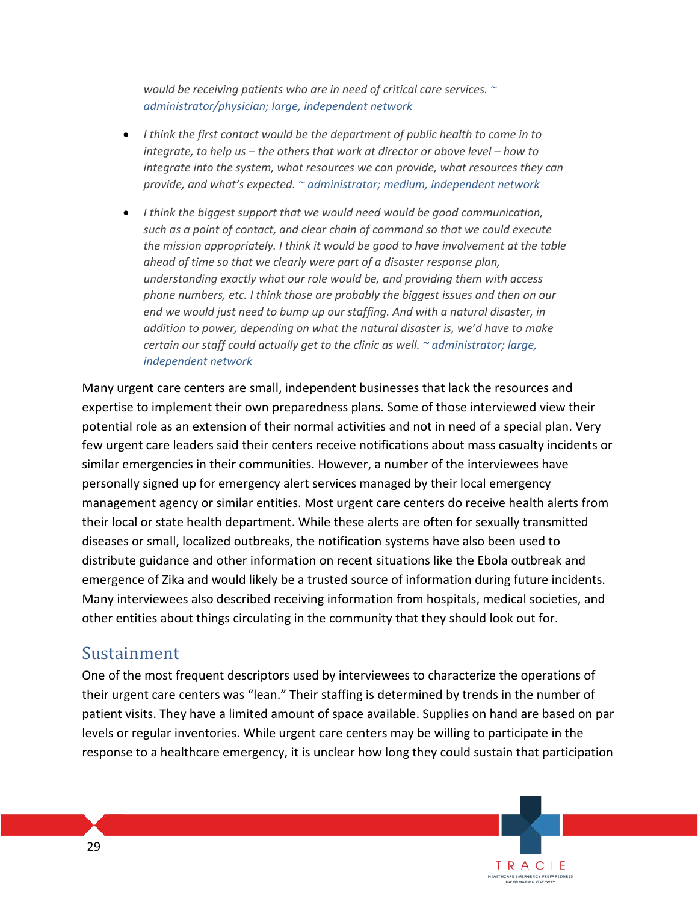*would be receiving patients who are in need of critical care services.* ~ *administrator/physician; large, independent network*

- *I think the first contact would be the department of public health to come in to integrate, to help us – the others that work at director or above level – how to integrate into the system, what resources we can provide, what resources they can provide, and what's expected.* ~ *administrator; medium, independent network*
- *I think the biggest support that we would need would be good communication, such as a point of contact, and clear chain of command so that we could execute the mission appropriately. I think it would be good to have involvement at the table ahead of time so that we clearly were part of a disaster response plan, understanding exactly what our role would be, and providing them with access phone numbers, etc. I think those are probably the biggest issues and then on our end we would just need to bump up our staffing. And with a natural disaster, in addition to power, depending on what the natural disaster is, we'd have to make certain our staff could actually get to the clinic as well.* ~ *administrator; large, independent network*

Many urgent care centers are small, independent businesses that lack the resources and expertise to implement their own preparedness plans. Some of those interviewed view their potential role as an extension of their normal activities and not in need of a special plan. Very few urgent care leaders said their centers receive notifications about mass casualty incidents or similar emergencies in their communities. However, a number of the interviewees have personally signed up for emergency alert services managed by their local emergency management agency or similar entities. Most urgent care centers do receive health alerts from their local or state health department. While these alerts are often for sexually transmitted diseases or small, localized outbreaks, the notification systems have also been used to distribute guidance and other information on recent situations like the Ebola outbreak and emergence of Zika and would likely be a trusted source of information during future incidents. Many interviewees also described receiving information from hospitals, medical societies, and other entities about things circulating in the community that they should look out for.

## Sustainment

One of the most frequent descriptors used by interviewees to characterize the operations of their urgent care centers was "lean." Their staffing is determined by trends in the number of patient visits. They have a limited amount of space available. Supplies on hand are based on par levels or regular inventories. While urgent care centers may be willing to participate in the response to a healthcare emergency, it is unclear how long they could sustain that participation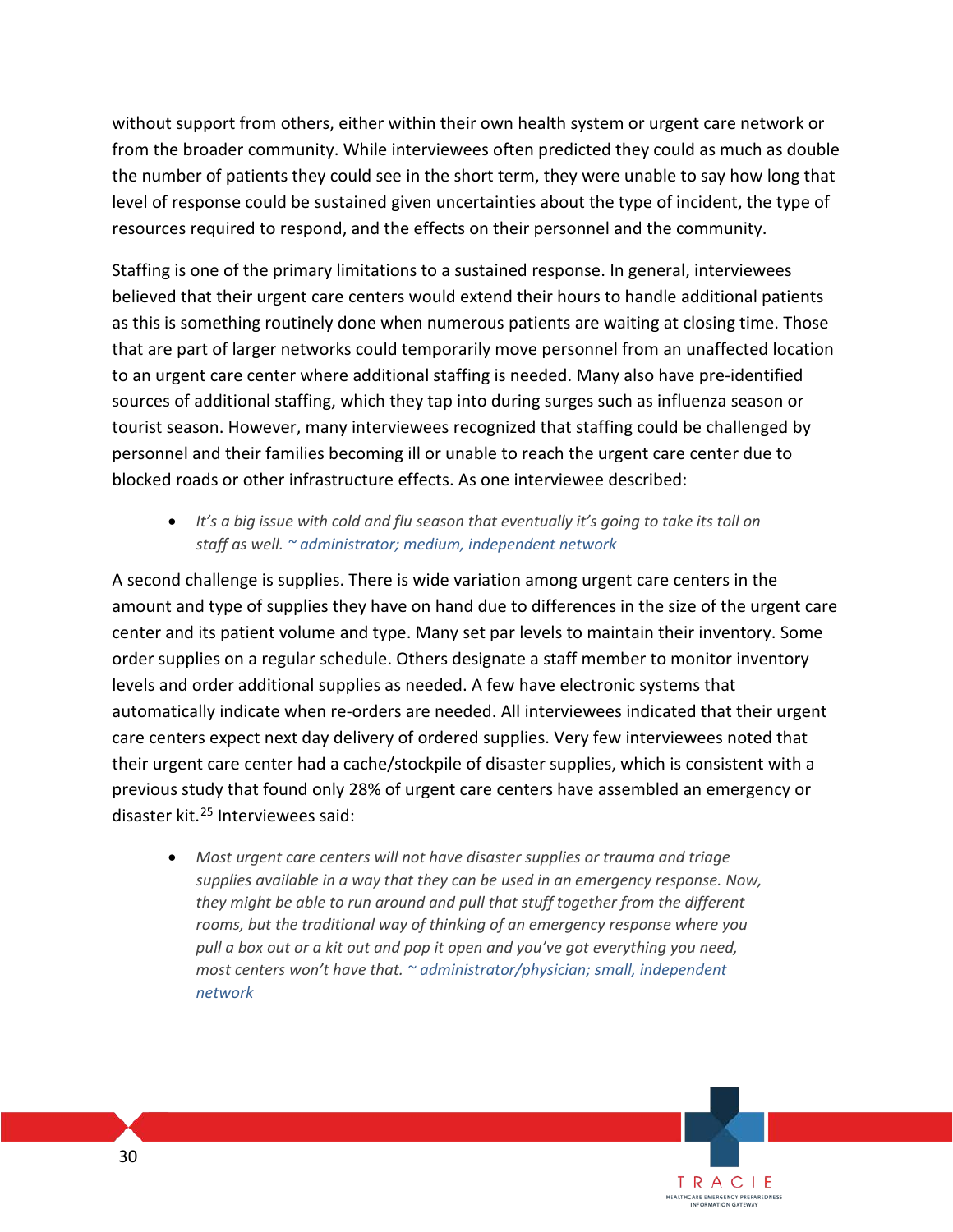without support from others, either within their own health system or urgent care network or from the broader community. While interviewees often predicted they could as much as double the number of patients they could see in the short term, they were unable to say how long that level of response could be sustained given uncertainties about the type of incident, the type of resources required to respond, and the effects on their personnel and the community.

Staffing is one of the primary limitations to a sustained response. In general, interviewees believed that their urgent care centers would extend their hours to handle additional patients as this is something routinely done when numerous patients are waiting at closing time. Those that are part of larger networks could temporarily move personnel from an unaffected location to an urgent care center where additional staffing is needed. Many also have pre-identified sources of additional staffing, which they tap into during surges such as influenza season or tourist season. However, many interviewees recognized that staffing could be challenged by personnel and their families becoming ill or unable to reach the urgent care center due to blocked roads or other infrastructure effects. As one interviewee described:

- *It's a big issue with cold and flu season that eventually it's going to take its toll on staff as well.* ~ administrator; medium, independent network

A second challenge is supplies. There is wide variation among urgent care centers in the amount and type of supplies they have on hand due to differences in the size of the urgent care center and its patient volume and type. Many set par levels to maintain their inventory. Some order supplies on a regular schedule. Others designate a staff member to monitor inventory levels and order additional supplies as needed. A few have electronic systems that automatically indicate when re-orders are needed. All interviewees indicated that their urgent care centers expect next day delivery of ordered supplies. Very few interviewees noted that their urgent care center had a cache/stockpile of disaster supplies, which is consistent with a previous study that found only 28% of urgent care centers have assembled an emergency or disaster kit.[25] Interviewees said:

- *Most urgent care centers will not have disaster supplies or trauma and triage supplies available in a way that they can be used in an emergency response. Now, they might be able to run around and pull that stuff together from the different rooms, but the traditional way of thinking of an emergency response where you pull a box out or a kit out and pop it open and you've got everything you need, most centers won't have that.* ~ administrator/physician; small, independent network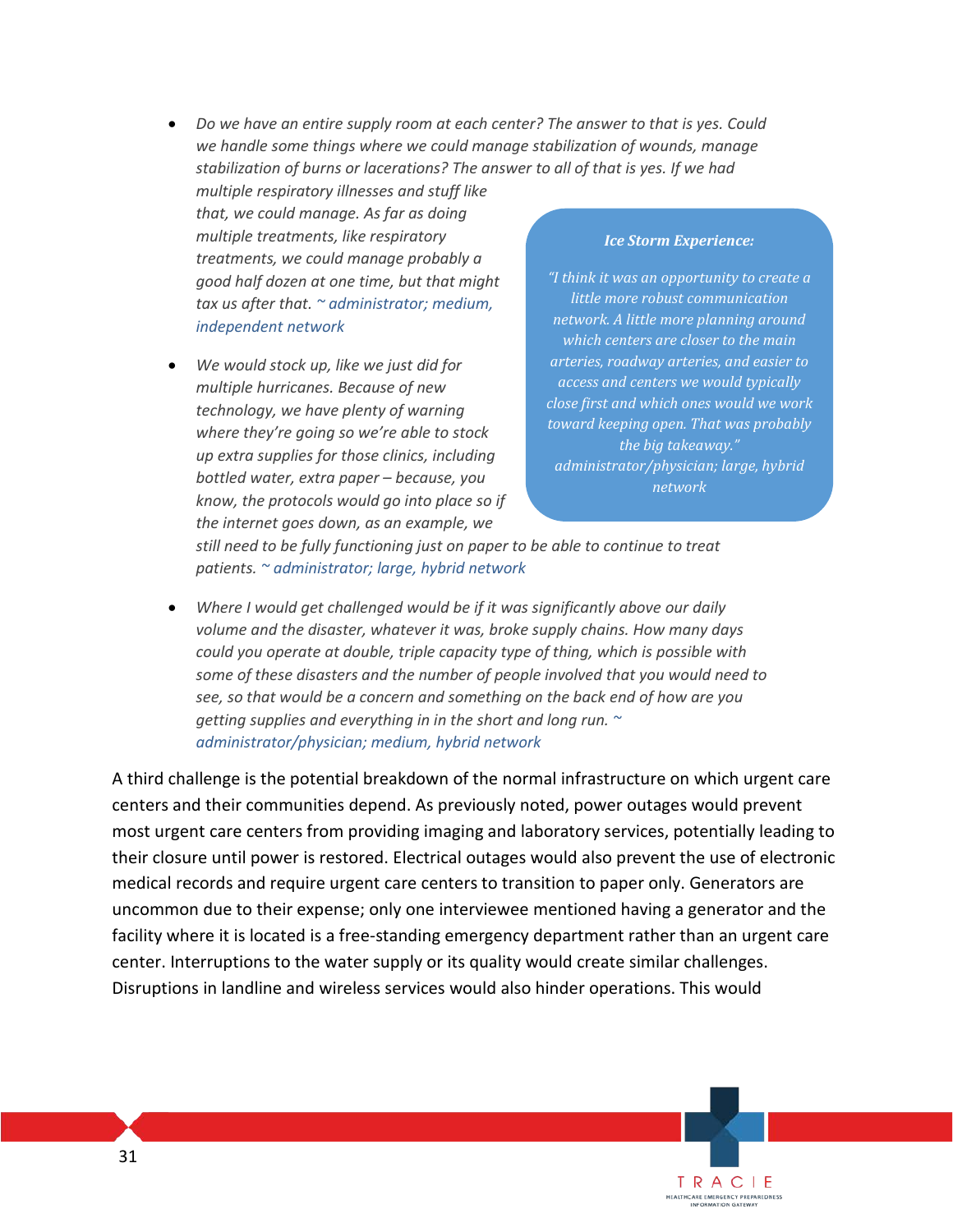- *Do we have an entire supply room at each center? The answer to that is yes. Could we handle some things where we could manage stabilization of wounds, manage stabilization of burns or lacerations? The answer to all of that is yes. If we had multiple respiratory illnesses and stuff like that, we could manage. As far as doing multiple treatments, like respiratory treatments, we could manage probably a good half dozen at one time, but that might tax us after that.* ~ administrator; medium, independent network

- *We would stock up, like we just did for multiple hurricanes. Because of new technology, we have plenty of warning where they're going so we're able to stock up extra supplies for those clinics, including bottled water, extra paper – because, you know, the protocols would go into place so if the internet goes down, as an example, we still need to be fully functioning just on paper to be able to continue to treat patients.* ~ administrator; large, hybrid network

- *Where I would get challenged would be if it was significantly above our daily volume and the disaster, whatever it was, broke supply chains. How many days could you operate at double, triple capacity type of thing, which is possible with some of these disasters and the number of people involved that you would need to see, so that would be a concern and something on the back end of how are you getting supplies and everything in in the short and long run.* ~ administrator/physician; medium, hybrid network

> ***Ice Storm Experience:***
>
> *"I think it was an opportunity to create a little more robust communication network. A little more planning around which centers are closer to the main arteries, roadway arteries, and easier to access and centers we would typically close first and which ones would we work toward keeping open. That was probably the big takeaway."* administrator/physician; large, hybrid network

A third challenge is the potential breakdown of the normal infrastructure on which urgent care centers and their communities depend. As previously noted, power outages would prevent most urgent care centers from providing imaging and laboratory services, potentially leading to their closure until power is restored. Electrical outages would also prevent the use of electronic medical records and require urgent care centers to transition to paper only. Generators are uncommon due to their expense; only one interviewee mentioned having a generator and the facility where it is located is a free-standing emergency department rather than an urgent care center. Interruptions to the water supply or its quality would create similar challenges. Disruptions in landline and wireless services would also hinder operations. This would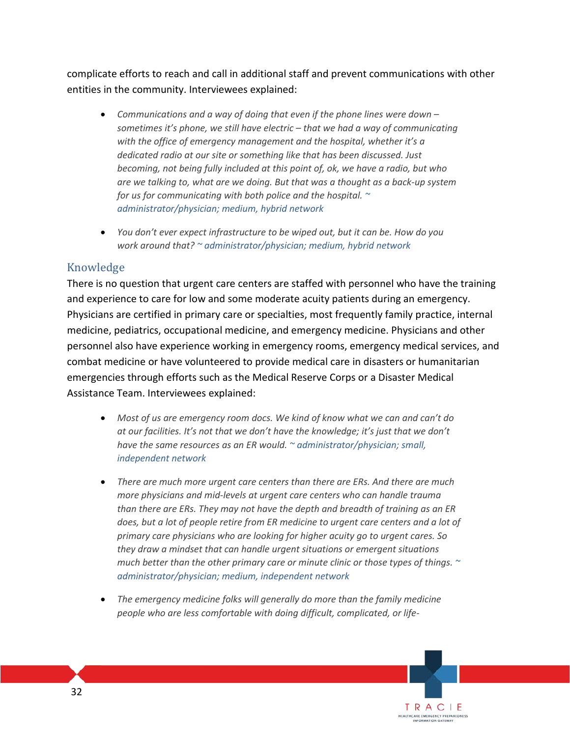complicate efforts to reach and call in additional staff and prevent communications with other entities in the community. Interviewees explained:

- *Communications and a way of doing that even if the phone lines were down – sometimes it's phone, we still have electric – that we had a way of communicating with the office of emergency management and the hospital, whether it's a dedicated radio at our site or something like that has been discussed. Just becoming, not being fully included at this point of, ok, we have a radio, but who are we talking to, what are we doing. But that was a thought as a back-up system for us for communicating with both police and the hospital.* ~ administrator/physician; medium, hybrid network

- *You don't ever expect infrastructure to be wiped out, but it can be. How do you work around that?* ~ administrator/physician; medium, hybrid network

## Knowledge

There is no question that urgent care centers are staffed with personnel who have the training and experience to care for low and some moderate acuity patients during an emergency. Physicians are certified in primary care or specialties, most frequently family practice, internal medicine, pediatrics, occupational medicine, and emergency medicine. Physicians and other personnel also have experience working in emergency rooms, emergency medical services, and combat medicine or have volunteered to provide medical care in disasters or humanitarian emergencies through efforts such as the Medical Reserve Corps or a Disaster Medical Assistance Team. Interviewees explained:

- *Most of us are emergency room docs. We kind of know what we can and can't do at our facilities. It's not that we don't have the knowledge; it's just that we don't have the same resources as an ER would.* ~ administrator/physician; small, independent network

- *There are much more urgent care centers than there are ERs. And there are much more physicians and mid-levels at urgent care centers who can handle trauma than there are ERs. They may not have the depth and breadth of training as an ER does, but a lot of people retire from ER medicine to urgent care centers and a lot of primary care physicians who are looking for higher acuity go to urgent cares. So they draw a mindset that can handle urgent situations or emergent situations much better than the other primary care or minute clinic or those types of things.* ~ administrator/physician; medium, independent network

- *The emergency medicine folks will generally do more than the family medicine people who are less comfortable with doing difficult, complicated, or life-*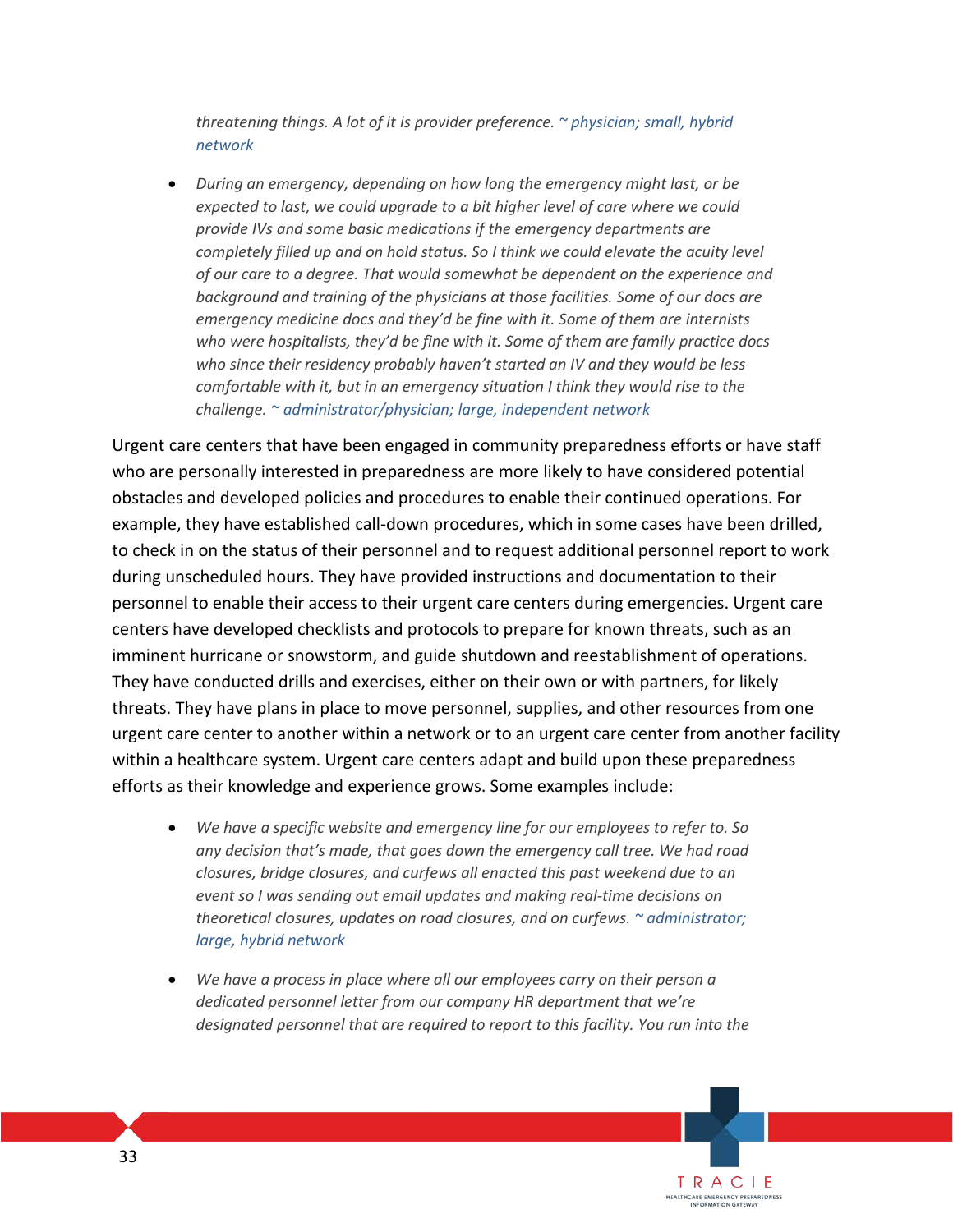*threatening things. A lot of it is provider preference.* ~ physician; small, hybrid network

- *During an emergency, depending on how long the emergency might last, or be expected to last, we could upgrade to a bit higher level of care where we could provide IVs and some basic medications if the emergency departments are completely filled up and on hold status. So I think we could elevate the acuity level of our care to a degree. That would somewhat be dependent on the experience and background and training of the physicians at those facilities. Some of our docs are emergency medicine docs and they'd be fine with it. Some of them are internists who were hospitalists, they'd be fine with it. Some of them are family practice docs who since their residency probably haven't started an IV and they would be less comfortable with it, but in an emergency situation I think they would rise to the challenge.* ~ administrator/physician; large, independent network

Urgent care centers that have been engaged in community preparedness efforts or have staff who are personally interested in preparedness are more likely to have considered potential obstacles and developed policies and procedures to enable their continued operations. For example, they have established call-down procedures, which in some cases have been drilled, to check in on the status of their personnel and to request additional personnel report to work during unscheduled hours. They have provided instructions and documentation to their personnel to enable their access to their urgent care centers during emergencies. Urgent care centers have developed checklists and protocols to prepare for known threats, such as an imminent hurricane or snowstorm, and guide shutdown and reestablishment of operations. They have conducted drills and exercises, either on their own or with partners, for likely threats. They have plans in place to move personnel, supplies, and other resources from one urgent care center to another within a network or to an urgent care center from another facility within a healthcare system. Urgent care centers adapt and build upon these preparedness efforts as their knowledge and experience grows. Some examples include:

- *We have a specific website and emergency line for our employees to refer to. So any decision that's made, that goes down the emergency call tree. We had road closures, bridge closures, and curfews all enacted this past weekend due to an event so I was sending out email updates and making real-time decisions on theoretical closures, updates on road closures, and on curfews.* ~ administrator; large, hybrid network

- *We have a process in place where all our employees carry on their person a dedicated personnel letter from our company HR department that we're designated personnel that are required to report to this facility. You run into the*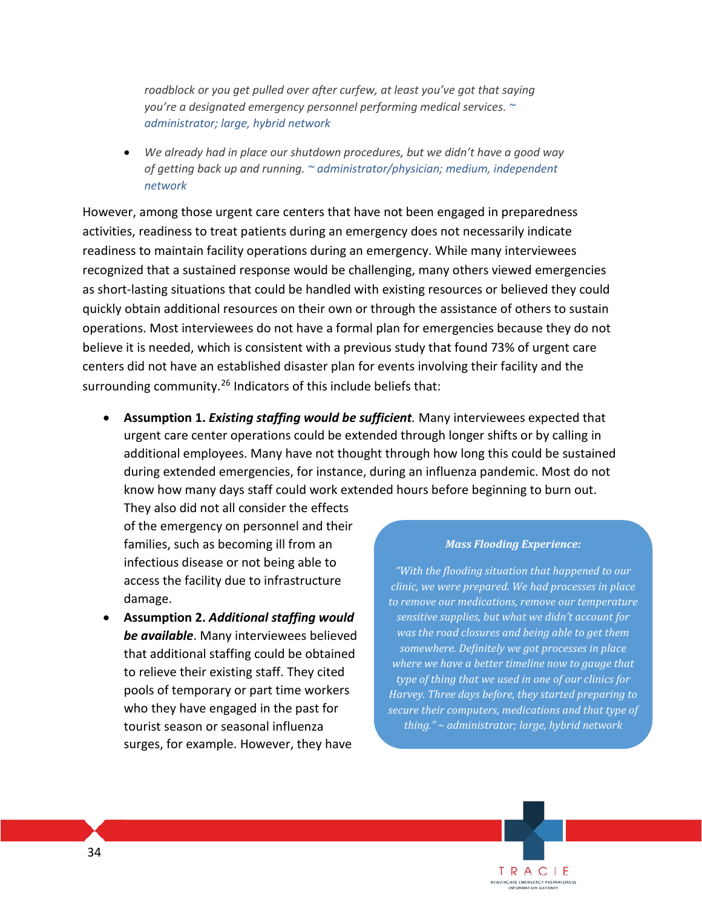- *roadblock or you get pulled over after curfew, at least you've got that saying you're a designated emergency personnel performing medical services.* ~ administrator; large, hybrid network

- *We already had in place our shutdown procedures, but we didn't have a good way of getting back up and running.* ~ administrator/physician; medium, independent network

However, among those urgent care centers that have not been engaged in preparedness activities, readiness to treat patients during an emergency does not necessarily indicate readiness to maintain facility operations during an emergency. While many interviewees recognized that a sustained response would be challenging, many others viewed emergencies as short-lasting situations that could be handled with existing resources or believed they could quickly obtain additional resources on their own or through the assistance of others to sustain operations. Most interviewees do not have a formal plan for emergencies because they do not believe it is needed, which is consistent with a previous study that found 73% of urgent care centers did not have an established disaster plan for events involving their facility and the surrounding community.[26] Indicators of this include beliefs that:

- **Assumption 1. *Existing staffing would be sufficient*.** Many interviewees expected that urgent care center operations could be extended through longer shifts or by calling in additional employees. Many have not thought through how long this could be sustained during extended emergencies, for instance, during an influenza pandemic. Most do not know how many days staff could work extended hours before beginning to burn out. They also did not all consider the effects of the emergency on personnel and their families, such as becoming ill from an infectious disease or not being able to access the facility due to infrastructure damage.
- **Assumption 2. *Additional staffing would be available*.** Many interviewees believed that additional staffing could be obtained to relieve their existing staff. They cited pools of temporary or part time workers who they have engaged in the past for tourist season or seasonal influenza surges, for example. However, they have

> ***Mass Flooding Experience:***
>
> *"With the flooding situation that happened to our clinic, we were prepared. We had processes in place to remove our medications, remove our temperature sensitive supplies, but what we didn't account for was the road closures and being able to get them somewhere. Definitely we got processes in place where we have a better timeline now to gauge that type of thing that we used in one of our clinics for Harvey. Three days before, they started preparing to secure their computers, medications and that type of thing." ~ administrator; large, hybrid network*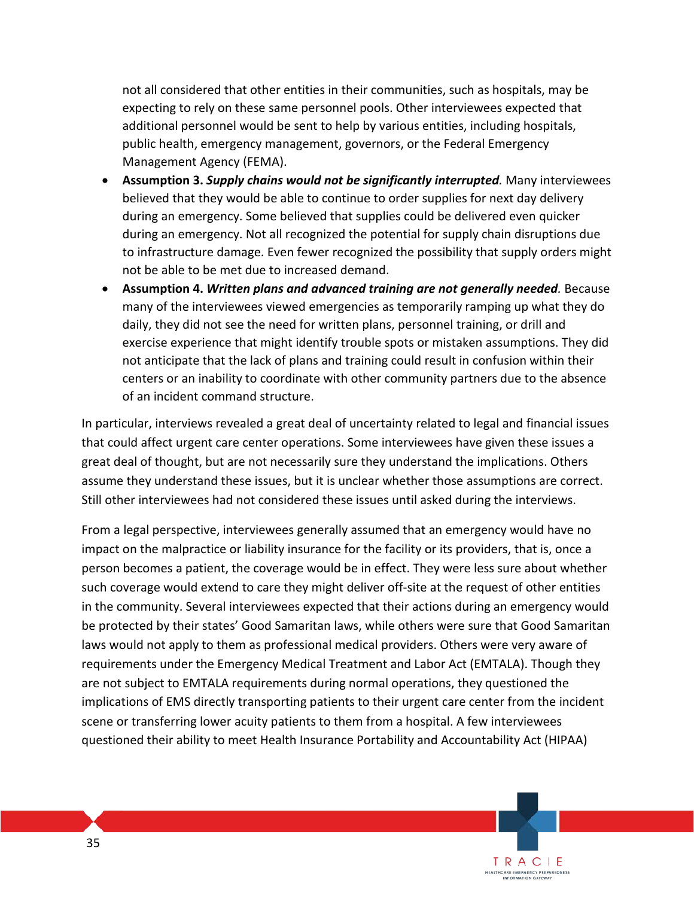not all considered that other entities in their communities, such as hospitals, may be expecting to rely on these same personnel pools. Other interviewees expected that additional personnel would be sent to help by various entities, including hospitals, public health, emergency management, governors, or the Federal Emergency Management Agency (FEMA).

- **Assumption 3.** ***Supply chains would not be significantly interrupted***. Many interviewees believed that they would be able to continue to order supplies for next day delivery during an emergency. Some believed that supplies could be delivered even quicker during an emergency. Not all recognized the potential for supply chain disruptions due to infrastructure damage. Even fewer recognized the possibility that supply orders might not be able to be met due to increased demand.
- **Assumption 4.** ***Written plans and advanced training are not generally needed***. Because many of the interviewees viewed emergencies as temporarily ramping up what they do daily, they did not see the need for written plans, personnel training, or drill and exercise experience that might identify trouble spots or mistaken assumptions. They did not anticipate that the lack of plans and training could result in confusion within their centers or an inability to coordinate with other community partners due to the absence of an incident command structure.

In particular, interviews revealed a great deal of uncertainty related to legal and financial issues that could affect urgent care center operations. Some interviewees have given these issues a great deal of thought, but are not necessarily sure they understand the implications. Others assume they understand these issues, but it is unclear whether those assumptions are correct. Still other interviewees had not considered these issues until asked during the interviews.

From a legal perspective, interviewees generally assumed that an emergency would have no impact on the malpractice or liability insurance for the facility or its providers, that is, once a person becomes a patient, the coverage would be in effect. They were less sure about whether such coverage would extend to care they might deliver off-site at the request of other entities in the community. Several interviewees expected that their actions during an emergency would be protected by their states' Good Samaritan laws, while others were sure that Good Samaritan laws would not apply to them as professional medical providers. Others were very aware of requirements under the Emergency Medical Treatment and Labor Act (EMTALA). Though they are not subject to EMTALA requirements during normal operations, they questioned the implications of EMS directly transporting patients to their urgent care center from the incident scene or transferring lower acuity patients to them from a hospital. A few interviewees questioned their ability to meet Health Insurance Portability and Accountability Act (HIPAA)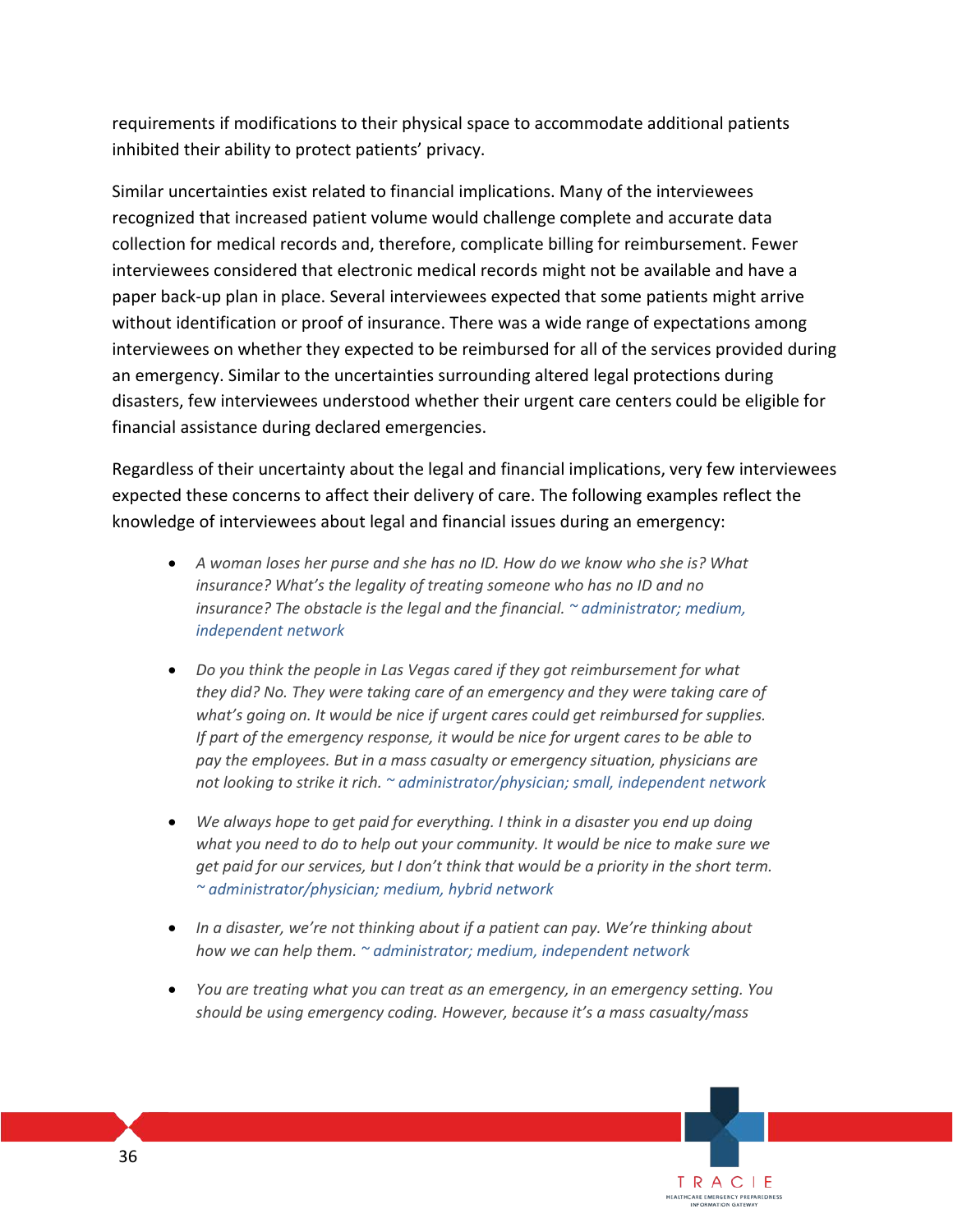requirements if modifications to their physical space to accommodate additional patients inhibited their ability to protect patients' privacy.

Similar uncertainties exist related to financial implications. Many of the interviewees recognized that increased patient volume would challenge complete and accurate data collection for medical records and, therefore, complicate billing for reimbursement. Fewer interviewees considered that electronic medical records might not be available and have a paper back-up plan in place. Several interviewees expected that some patients might arrive without identification or proof of insurance. There was a wide range of expectations among interviewees on whether they expected to be reimbursed for all of the services provided during an emergency. Similar to the uncertainties surrounding altered legal protections during disasters, few interviewees understood whether their urgent care centers could be eligible for financial assistance during declared emergencies.

Regardless of their uncertainty about the legal and financial implications, very few interviewees expected these concerns to affect their delivery of care. The following examples reflect the knowledge of interviewees about legal and financial issues during an emergency:

- *A woman loses her purse and she has no ID. How do we know who she is? What insurance? What's the legality of treating someone who has no ID and no insurance? The obstacle is the legal and the financial. ~ administrator; medium, independent network*
- *Do you think the people in Las Vegas cared if they got reimbursement for what they did? No. They were taking care of an emergency and they were taking care of what's going on. It would be nice if urgent cares could get reimbursed for supplies. If part of the emergency response, it would be nice for urgent cares to be able to pay the employees. But in a mass casualty or emergency situation, physicians are not looking to strike it rich. ~ administrator/physician; small, independent network*
- *We always hope to get paid for everything. I think in a disaster you end up doing what you need to do to help out your community. It would be nice to make sure we get paid for our services, but I don't think that would be a priority in the short term. ~ administrator/physician; medium, hybrid network*
- *In a disaster, we're not thinking about if a patient can pay. We're thinking about how we can help them. ~ administrator; medium, independent network*
- *You are treating what you can treat as an emergency, in an emergency setting. You should be using emergency coding. However, because it's a mass casualty/mass*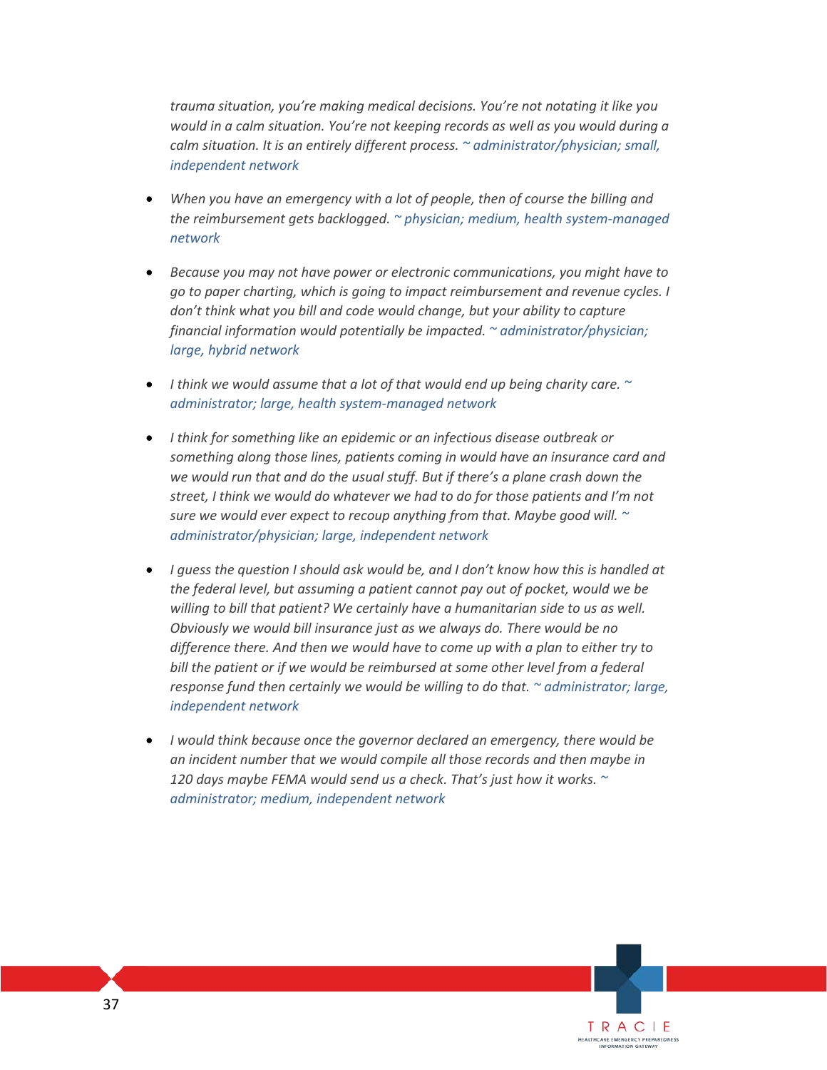*trauma situation, you're making medical decisions. You're not notating it like you would in a calm situation. You're not keeping records as well as you would during a calm situation. It is an entirely different process.* ~ administrator/physician; small, independent network

- *When you have an emergency with a lot of people, then of course the billing and the reimbursement gets backlogged.* ~ physician; medium, health system-managed network
- *Because you may not have power or electronic communications, you might have to go to paper charting, which is going to impact reimbursement and revenue cycles. I don't think what you bill and code would change, but your ability to capture financial information would potentially be impacted.* ~ administrator/physician; large, hybrid network
- *I think we would assume that a lot of that would end up being charity care.* ~ administrator; large, health system-managed network
- *I think for something like an epidemic or an infectious disease outbreak or something along those lines, patients coming in would have an insurance card and we would run that and do the usual stuff. But if there's a plane crash down the street, I think we would do whatever we had to do for those patients and I'm not sure we would ever expect to recoup anything from that. Maybe good will.* ~ administrator/physician; large, independent network
- *I guess the question I should ask would be, and I don't know how this is handled at the federal level, but assuming a patient cannot pay out of pocket, would we be willing to bill that patient? We certainly have a humanitarian side to us as well. Obviously we would bill insurance just as we always do. There would be no difference there. And then we would have to come up with a plan to either try to bill the patient or if we would be reimbursed at some other level from a federal response fund then certainly we would be willing to do that.* ~ administrator; large, independent network
- *I would think because once the governor declared an emergency, there would be an incident number that we would compile all those records and then maybe in 120 days maybe FEMA would send us a check. That's just how it works.* ~ administrator; medium, independent network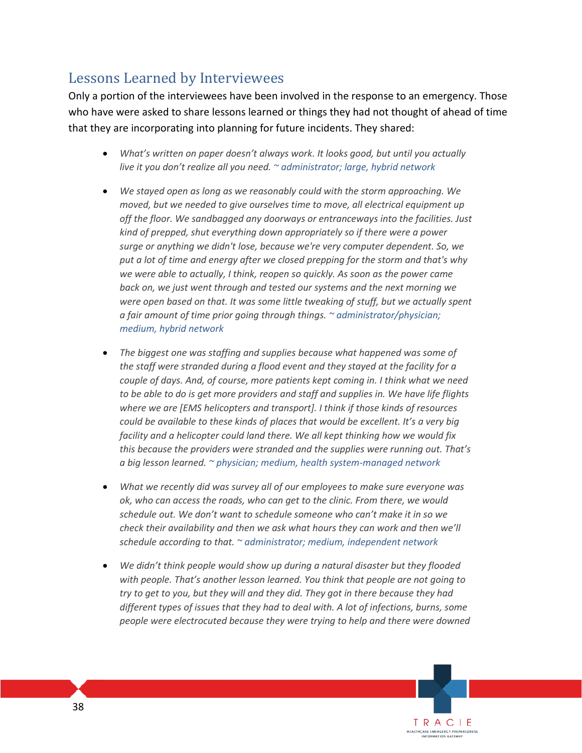## Lessons Learned by Interviewees

Only a portion of the interviewees have been involved in the response to an emergency. Those who have were asked to share lessons learned or things they had not thought of ahead of time that they are incorporating into planning for future incidents. They shared:

- *What's written on paper doesn't always work. It looks good, but until you actually live it you don't realize all you need.* ~ administrator; large, hybrid network
- *We stayed open as long as we reasonably could with the storm approaching. We moved, but we needed to give ourselves time to move, all electrical equipment up off the floor. We sandbagged any doorways or entranceways into the facilities. Just kind of prepped, shut everything down appropriately so if there were a power surge or anything we didn't lose, because we're very computer dependent. So, we put a lot of time and energy after we closed prepping for the storm and that's why we were able to actually, I think, reopen so quickly. As soon as the power came back on, we just went through and tested our systems and the next morning we were open based on that. It was some little tweaking of stuff, but we actually spent a fair amount of time prior going through things.* ~ administrator/physician; medium, hybrid network
- *The biggest one was staffing and supplies because what happened was some of the staff were stranded during a flood event and they stayed at the facility for a couple of days. And, of course, more patients kept coming in. I think what we need to be able to do is get more providers and staff and supplies in. We have life flights where we are [EMS helicopters and transport]. I think if those kinds of resources could be available to these kinds of places that would be excellent. It's a very big facility and a helicopter could land there. We all kept thinking how we would fix this because the providers were stranded and the supplies were running out. That's a big lesson learned.* ~ physician; medium, health system-managed network
- *What we recently did was survey all of our employees to make sure everyone was ok, who can access the roads, who can get to the clinic. From there, we would schedule out. We don't want to schedule someone who can't make it in so we check their availability and then we ask what hours they can work and then we'll schedule according to that.* ~ administrator; medium, independent network
- *We didn't think people would show up during a natural disaster but they flooded with people. That's another lesson learned. You think that people are not going to try to get to you, but they will and they did. They got in there because they had different types of issues that they had to deal with. A lot of infections, burns, some people were electrocuted because they were trying to help and there were downed*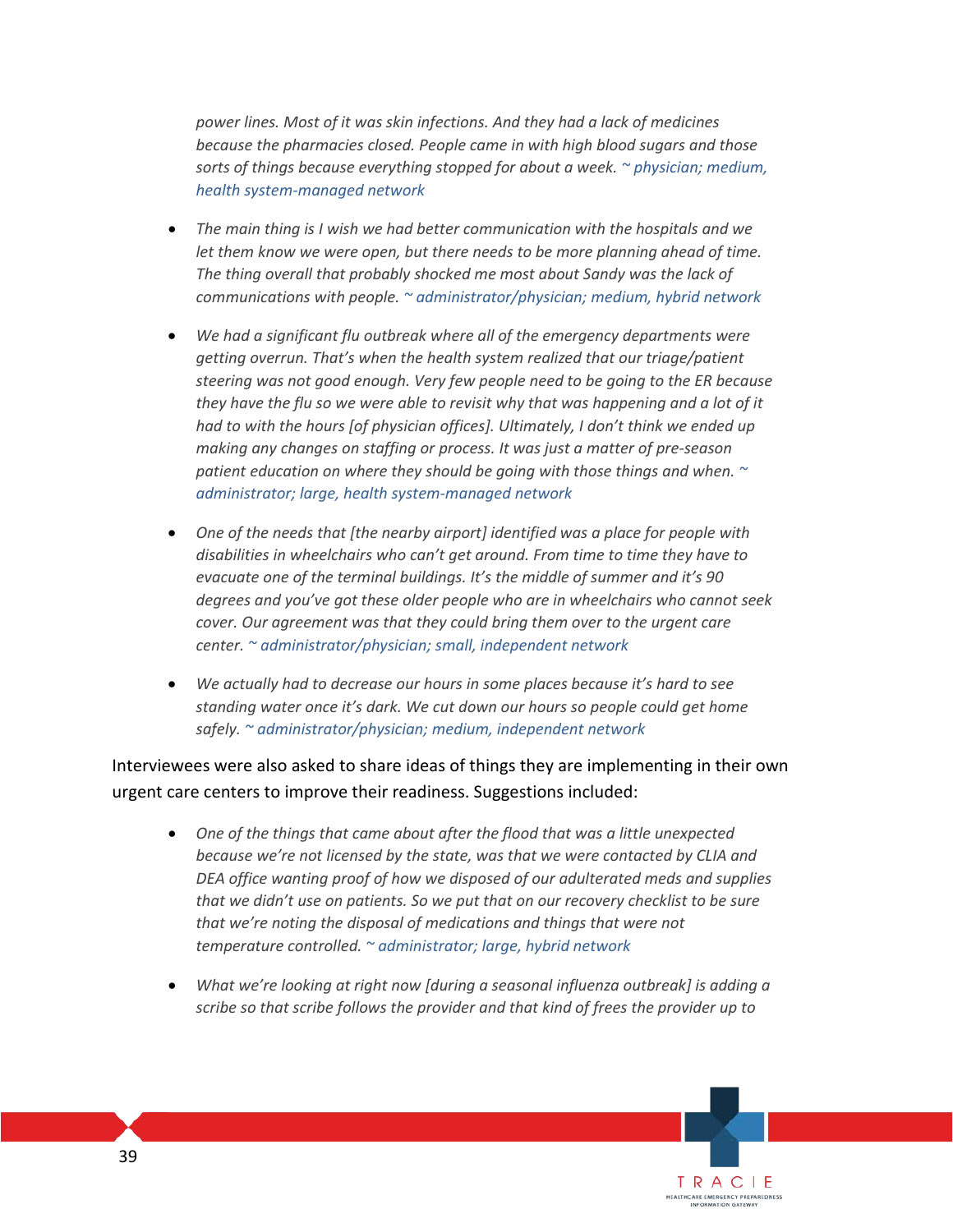*power lines. Most of it was skin infections. And they had a lack of medicines because the pharmacies closed. People came in with high blood sugars and those sorts of things because everything stopped for about a week.* ~ physician; medium, health system-managed network

- *The main thing is I wish we had better communication with the hospitals and we let them know we were open, but there needs to be more planning ahead of time. The thing overall that probably shocked me most about Sandy was the lack of communications with people.* ~ administrator/physician; medium, hybrid network

- *We had a significant flu outbreak where all of the emergency departments were getting overrun. That's when the health system realized that our triage/patient steering was not good enough. Very few people need to be going to the ER because they have the flu so we were able to revisit why that was happening and a lot of it had to with the hours [of physician offices]. Ultimately, I don't think we ended up making any changes on staffing or process. It was just a matter of pre-season patient education on where they should be going with those things and when.* ~ administrator; large, health system-managed network

- *One of the needs that [the nearby airport] identified was a place for people with disabilities in wheelchairs who can't get around. From time to time they have to evacuate one of the terminal buildings. It's the middle of summer and it's 90 degrees and you've got these older people who are in wheelchairs who cannot seek cover. Our agreement was that they could bring them over to the urgent care center.* ~ administrator/physician; small, independent network

- *We actually had to decrease our hours in some places because it's hard to see standing water once it's dark. We cut down our hours so people could get home safely.* ~ administrator/physician; medium, independent network

Interviewees were also asked to share ideas of things they are implementing in their own urgent care centers to improve their readiness. Suggestions included:

- *One of the things that came about after the flood that was a little unexpected because we're not licensed by the state, was that we were contacted by CLIA and DEA office wanting proof of how we disposed of our adulterated meds and supplies that we didn't use on patients. So we put that on our recovery checklist to be sure that we're noting the disposal of medications and things that were not temperature controlled.* ~ administrator; large, hybrid network

- *What we're looking at right now [during a seasonal influenza outbreak] is adding a scribe so that scribe follows the provider and that kind of frees the provider up to*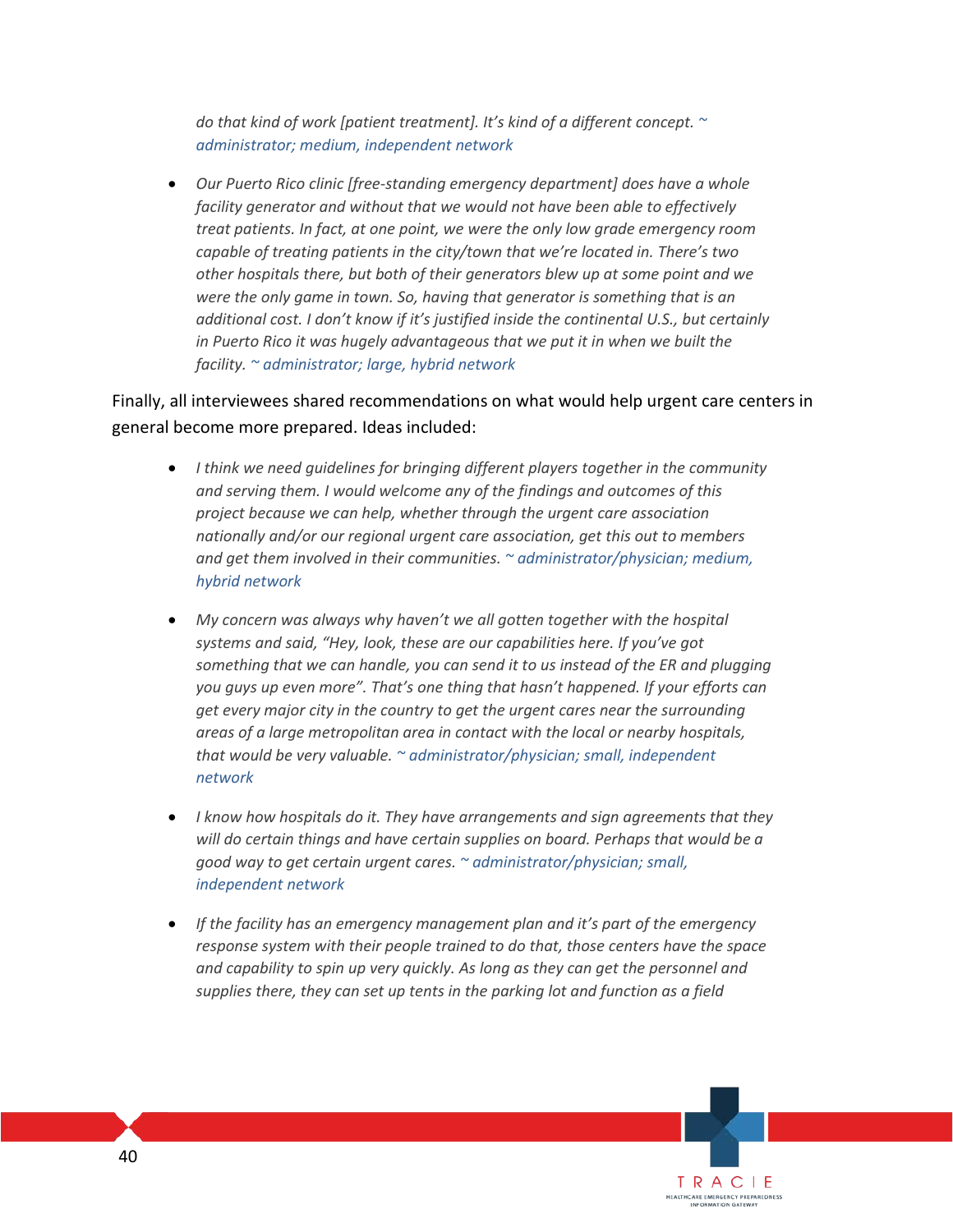*do that kind of work [patient treatment]. It's kind of a different concept.* ~ administrator; medium, independent network

- *Our Puerto Rico clinic [free-standing emergency department] does have a whole facility generator and without that we would not have been able to effectively treat patients. In fact, at one point, we were the only low grade emergency room capable of treating patients in the city/town that we're located in. There's two other hospitals there, but both of their generators blew up at some point and we were the only game in town. So, having that generator is something that is an additional cost. I don't know if it's justified inside the continental U.S., but certainly in Puerto Rico it was hugely advantageous that we put it in when we built the facility.* ~ administrator; large, hybrid network

Finally, all interviewees shared recommendations on what would help urgent care centers in general become more prepared. Ideas included:

- *I think we need guidelines for bringing different players together in the community and serving them. I would welcome any of the findings and outcomes of this project because we can help, whether through the urgent care association nationally and/or our regional urgent care association, get this out to members and get them involved in their communities.* ~ administrator/physician; medium, hybrid network

- *My concern was always why haven't we all gotten together with the hospital systems and said, "Hey, look, these are our capabilities here. If you've got something that we can handle, you can send it to us instead of the ER and plugging you guys up even more". That's one thing that hasn't happened. If your efforts can get every major city in the country to get the urgent cares near the surrounding areas of a large metropolitan area in contact with the local or nearby hospitals, that would be very valuable.* ~ administrator/physician; small, independent network

- *I know how hospitals do it. They have arrangements and sign agreements that they will do certain things and have certain supplies on board. Perhaps that would be a good way to get certain urgent cares.* ~ administrator/physician; small, independent network

- *If the facility has an emergency management plan and it's part of the emergency response system with their people trained to do that, those centers have the space and capability to spin up very quickly. As long as they can get the personnel and supplies there, they can set up tents in the parking lot and function as a field*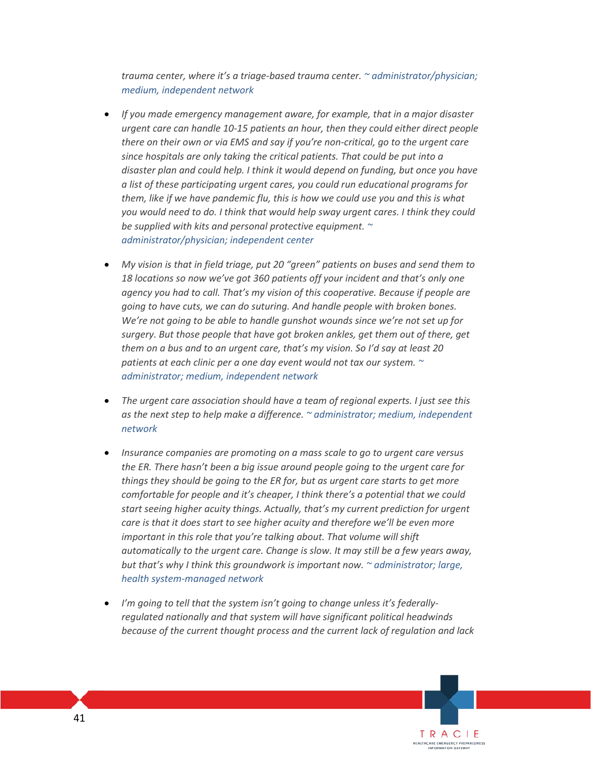*trauma center, where it's a triage-based trauma center.* ~ administrator/physician; medium, independent network

- *If you made emergency management aware, for example, that in a major disaster urgent care can handle 10-15 patients an hour, then they could either direct people there on their own or via EMS and say if you're non-critical, go to the urgent care since hospitals are only taking the critical patients. That could be put into a disaster plan and could help. I think it would depend on funding, but once you have a list of these participating urgent cares, you could run educational programs for them, like if we have pandemic flu, this is how we could use you and this is what you would need to do. I think that would help sway urgent cares. I think they could be supplied with kits and personal protective equipment.* ~ administrator/physician; independent center

- *My vision is that in field triage, put 20 "green" patients on buses and send them to 18 locations so now we've got 360 patients off your incident and that's only one agency you had to call. That's my vision of this cooperative. Because if people are going to have cuts, we can do suturing. And handle people with broken bones. We're not going to be able to handle gunshot wounds since we're not set up for surgery. But those people that have got broken ankles, get them out of there, get them on a bus and to an urgent care, that's my vision. So I'd say at least 20 patients at each clinic per a one day event would not tax our system.* ~ administrator; medium, independent network

- *The urgent care association should have a team of regional experts. I just see this as the next step to help make a difference.* ~ administrator; medium, independent network

- *Insurance companies are promoting on a mass scale to go to urgent care versus the ER. There hasn't been a big issue around people going to the urgent care for things they should be going to the ER for, but as urgent care starts to get more comfortable for people and it's cheaper, I think there's a potential that we could start seeing higher acuity things. Actually, that's my current prediction for urgent care is that it does start to see higher acuity and therefore we'll be even more important in this role that you're talking about. That volume will shift automatically to the urgent care. Change is slow. It may still be a few years away, but that's why I think this groundwork is important now.* ~ administrator; large, health system-managed network

- *I'm going to tell that the system isn't going to change unless it's federally-regulated nationally and that system will have significant political headwinds because of the current thought process and the current lack of regulation and lack*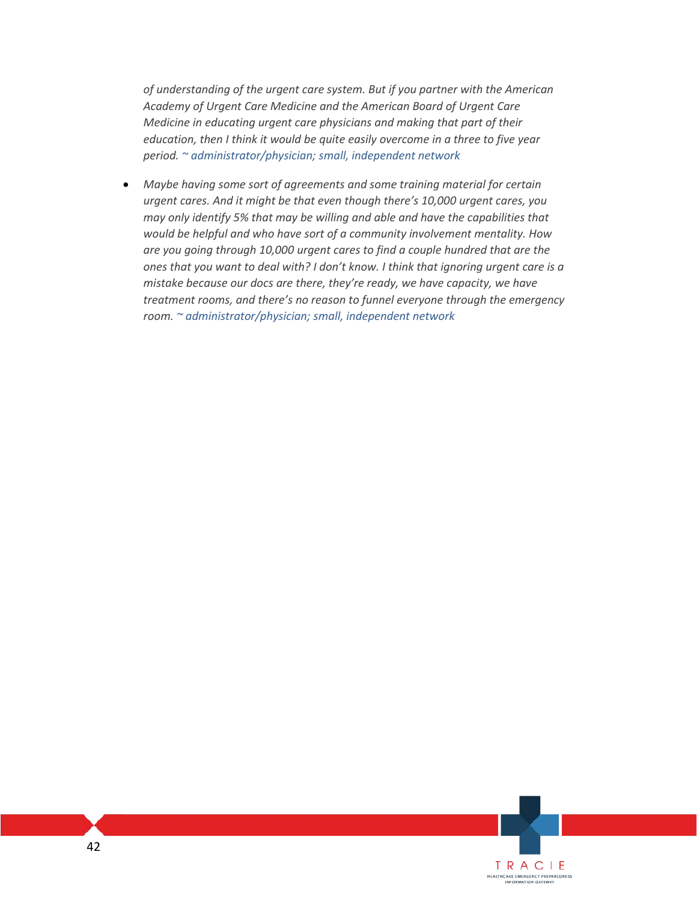*of understanding of the urgent care system. But if you partner with the American Academy of Urgent Care Medicine and the American Board of Urgent Care Medicine in educating urgent care physicians and making that part of their education, then I think it would be quite easily overcome in a three to five year period.* ~ administrator/physician; small, independent network

- *Maybe having some sort of agreements and some training material for certain urgent cares. And it might be that even though there's 10,000 urgent cares, you may only identify 5% that may be willing and able and have the capabilities that would be helpful and who have sort of a community involvement mentality. How are you going through 10,000 urgent cares to find a couple hundred that are the ones that you want to deal with? I don't know. I think that ignoring urgent care is a mistake because our docs are there, they're ready, we have capacity, we have treatment rooms, and there's no reason to funnel everyone through the emergency room.* ~ administrator/physician; small, independent network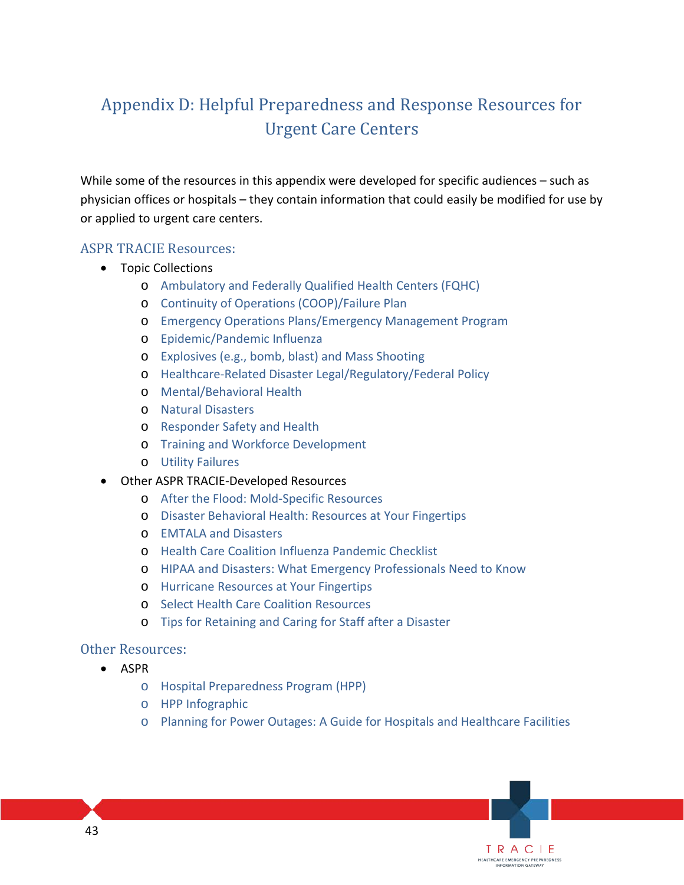# Appendix D: Helpful Preparedness and Response Resources for Urgent Care Centers

While some of the resources in this appendix were developed for specific audiences – such as physician offices or hospitals – they contain information that could easily be modified for use by or applied to urgent care centers.

## ASPR TRACIE Resources:

- Topic Collections
  - Ambulatory and Federally Qualified Health Centers (FQHC)
  - Continuity of Operations (COOP)/Failure Plan
  - Emergency Operations Plans/Emergency Management Program
  - Epidemic/Pandemic Influenza
  - Explosives (e.g., bomb, blast) and Mass Shooting
  - Healthcare-Related Disaster Legal/Regulatory/Federal Policy
  - Mental/Behavioral Health
  - Natural Disasters
  - Responder Safety and Health
  - Training and Workforce Development
  - Utility Failures
- Other ASPR TRACIE-Developed Resources
  - After the Flood: Mold-Specific Resources
  - Disaster Behavioral Health: Resources at Your Fingertips
  - EMTALA and Disasters
  - Health Care Coalition Influenza Pandemic Checklist
  - HIPAA and Disasters: What Emergency Professionals Need to Know
  - Hurricane Resources at Your Fingertips
  - Select Health Care Coalition Resources
  - Tips for Retaining and Caring for Staff after a Disaster

## Other Resources:

- ASPR
  - Hospital Preparedness Program (HPP)
  - HPP Infographic
  - Planning for Power Outages: A Guide for Hospitals and Healthcare Facilities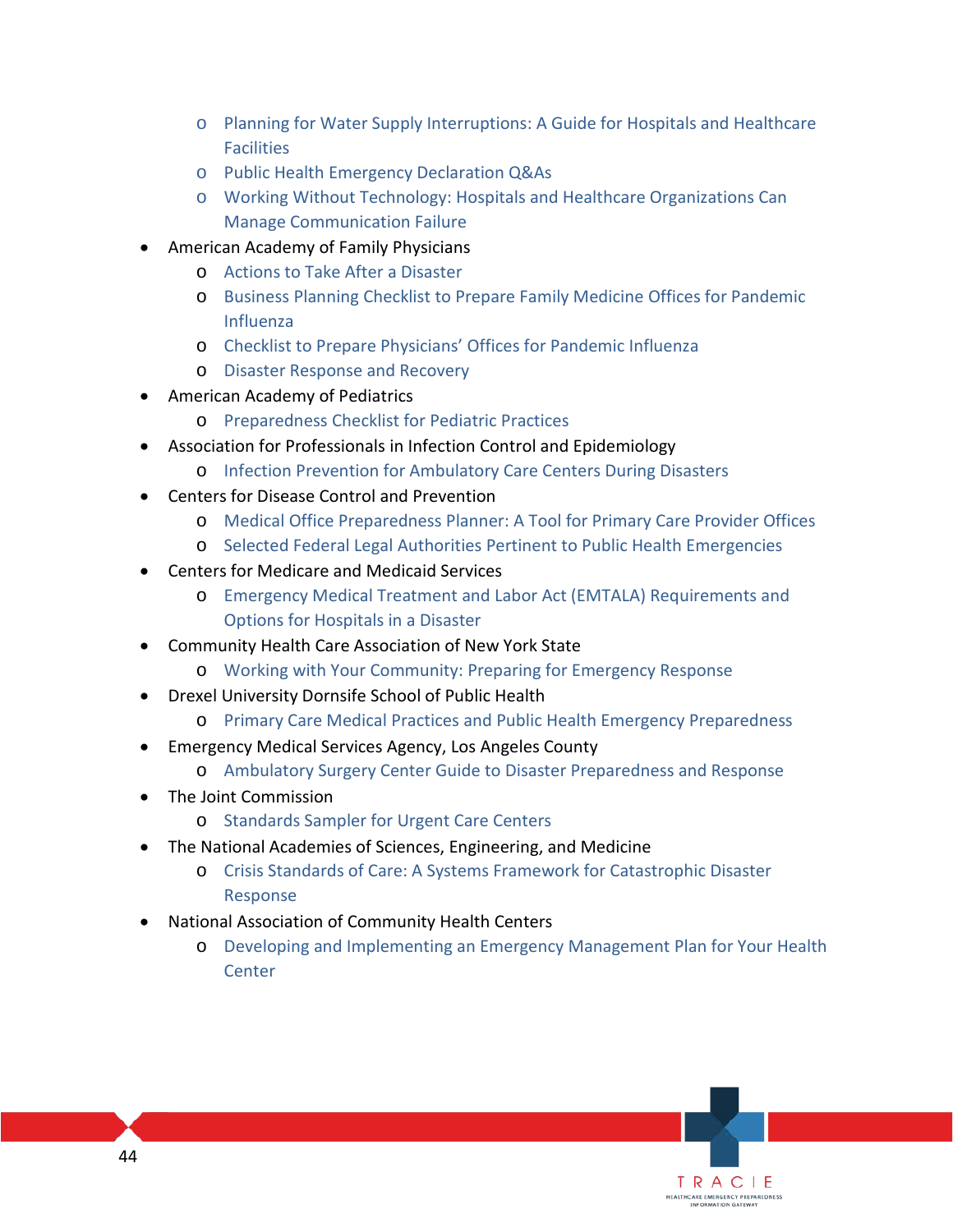- Planning for Water Supply Interruptions: A Guide for Hospitals and Healthcare Facilities
  - Public Health Emergency Declaration Q&As
  - Working Without Technology: Hospitals and Healthcare Organizations Can Manage Communication Failure
- American Academy of Family Physicians
  - Actions to Take After a Disaster
  - Business Planning Checklist to Prepare Family Medicine Offices for Pandemic Influenza
  - Checklist to Prepare Physicians' Offices for Pandemic Influenza
  - Disaster Response and Recovery
- American Academy of Pediatrics
  - Preparedness Checklist for Pediatric Practices
- Association for Professionals in Infection Control and Epidemiology
  - Infection Prevention for Ambulatory Care Centers During Disasters
- Centers for Disease Control and Prevention
  - Medical Office Preparedness Planner: A Tool for Primary Care Provider Offices
  - Selected Federal Legal Authorities Pertinent to Public Health Emergencies
- Centers for Medicare and Medicaid Services
  - Emergency Medical Treatment and Labor Act (EMTALA) Requirements and Options for Hospitals in a Disaster
- Community Health Care Association of New York State
  - Working with Your Community: Preparing for Emergency Response
- Drexel University Dornsife School of Public Health
  - Primary Care Medical Practices and Public Health Emergency Preparedness
- Emergency Medical Services Agency, Los Angeles County
  - Ambulatory Surgery Center Guide to Disaster Preparedness and Response
- The Joint Commission
  - Standards Sampler for Urgent Care Centers
- The National Academies of Sciences, Engineering, and Medicine
  - Crisis Standards of Care: A Systems Framework for Catastrophic Disaster Response
- National Association of Community Health Centers
  - Developing and Implementing an Emergency Management Plan for Your Health Center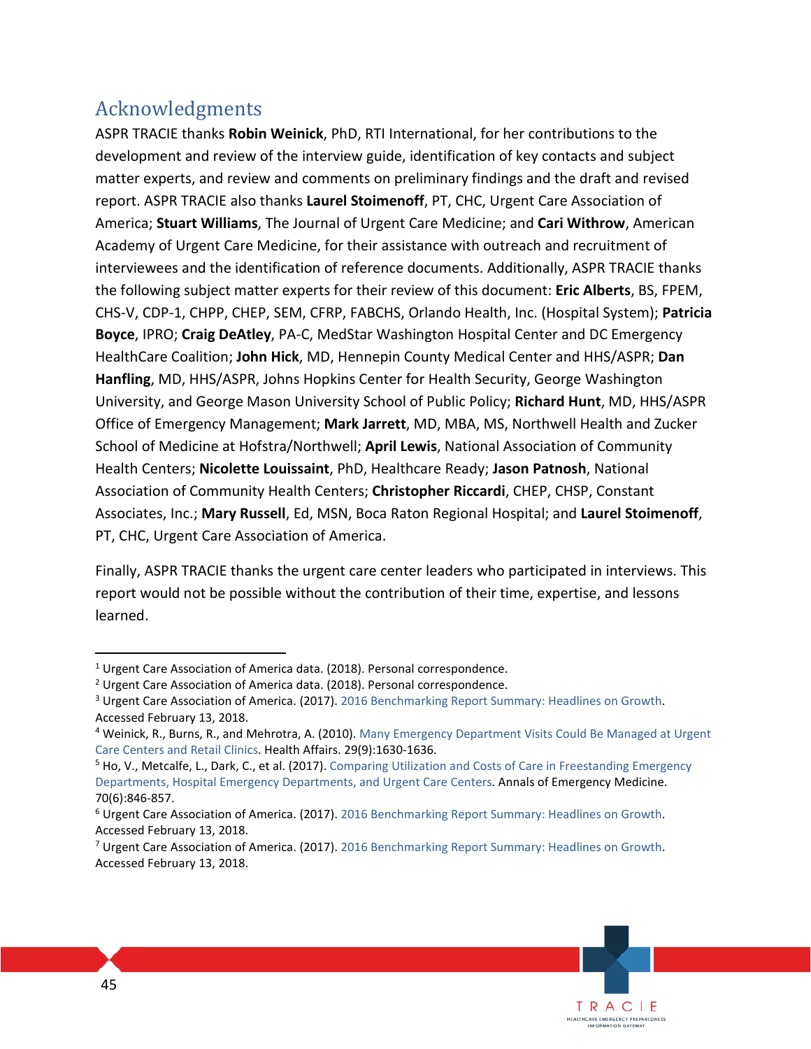## Acknowledgments

ASPR TRACIE thanks **Robin Weinick**, PhD, RTI International, for her contributions to the development and review of the interview guide, identification of key contacts and subject matter experts, and review and comments on preliminary findings and the draft and revised report. ASPR TRACIE also thanks **Laurel Stoimenoff**, PT, CHC, Urgent Care Association of America; **Stuart Williams**, The Journal of Urgent Care Medicine; and **Cari Withrow**, American Academy of Urgent Care Medicine, for their assistance with outreach and recruitment of interviewees and the identification of reference documents. Additionally, ASPR TRACIE thanks the following subject matter experts for their review of this document: **Eric Alberts**, BS, FPEM, CHS-V, CDP-1, CHPP, CHEP, SEM, CFRP, FABCHS, Orlando Health, Inc. (Hospital System); **Patricia Boyce**, IPRO; **Craig DeAtley**, PA-C, MedStar Washington Hospital Center and DC Emergency HealthCare Coalition; **John Hick**, MD, Hennepin County Medical Center and HHS/ASPR; **Dan Hanfling**, MD, HHS/ASPR, Johns Hopkins Center for Health Security, George Washington University, and George Mason University School of Public Policy; **Richard Hunt**, MD, HHS/ASPR Office of Emergency Management; **Mark Jarrett**, MD, MBA, MS, Northwell Health and Zucker School of Medicine at Hofstra/Northwell; **April Lewis**, National Association of Community Health Centers; **Nicolette Louissaint**, PhD, Healthcare Ready; **Jason Patnosh**, National Association of Community Health Centers; **Christopher Riccardi**, CHEP, CHSP, Constant Associates, Inc.; **Mary Russell**, Ed, MSN, Boca Raton Regional Hospital; and **Laurel Stoimenoff**, PT, CHC, Urgent Care Association of America.

Finally, ASPR TRACIE thanks the urgent care center leaders who participated in interviews. This report would not be possible without the contribution of their time, expertise, and lessons learned.

---

[1] Urgent Care Association of America data. (2018). Personal correspondence.

[2] Urgent Care Association of America data. (2018). Personal correspondence.

[3] Urgent Care Association of America. (2017). 2016 Benchmarking Report Summary: Headlines on Growth. Accessed February 13, 2018.

[4] Weinick, R., Burns, R., and Mehrotra, A. (2010). Many Emergency Department Visits Could Be Managed at Urgent Care Centers and Retail Clinics. Health Affairs. 29(9):1630-1636.

[5] Ho, V., Metcalfe, L., Dark, C., et al. (2017). Comparing Utilization and Costs of Care in Freestanding Emergency Departments, Hospital Emergency Departments, and Urgent Care Centers. Annals of Emergency Medicine. 70(6):846-857.

[6] Urgent Care Association of America. (2017). 2016 Benchmarking Report Summary: Headlines on Growth. Accessed February 13, 2018.

[7] Urgent Care Association of America. (2017). 2016 Benchmarking Report Summary: Headlines on Growth. Accessed February 13, 2018.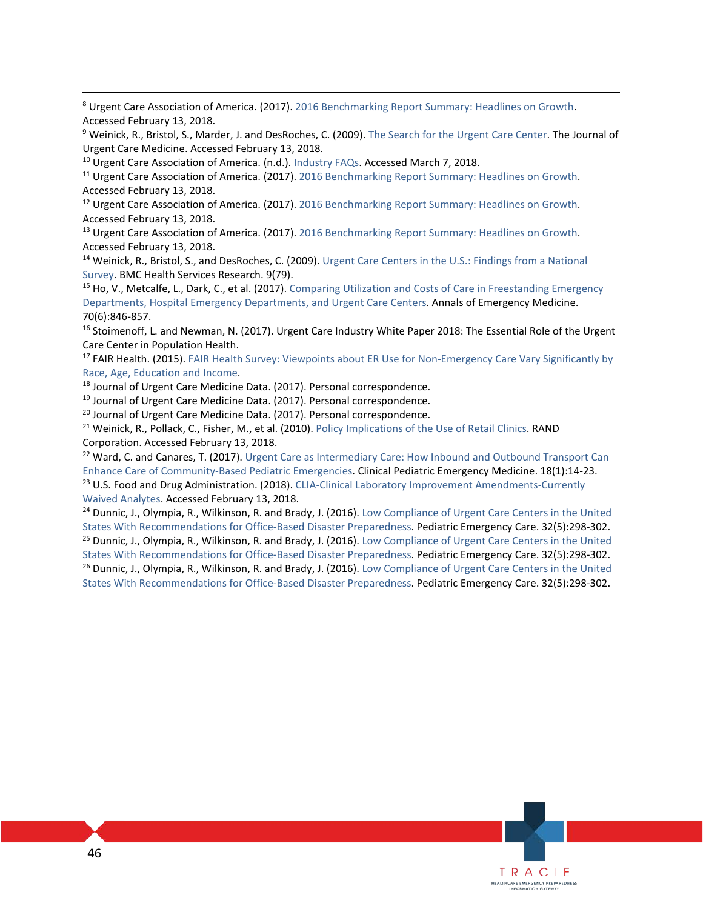[8] Urgent Care Association of America. (2017). 2016 Benchmarking Report Summary: Headlines on Growth. Accessed February 13, 2018.

[9] Weinick, R., Bristol, S., Marder, J. and DesRoches, C. (2009). The Search for the Urgent Care Center. The Journal of Urgent Care Medicine. Accessed February 13, 2018.

[10] Urgent Care Association of America. (n.d.). Industry FAQs. Accessed March 7, 2018.

[11] Urgent Care Association of America. (2017). 2016 Benchmarking Report Summary: Headlines on Growth. Accessed February 13, 2018.

[12] Urgent Care Association of America. (2017). 2016 Benchmarking Report Summary: Headlines on Growth. Accessed February 13, 2018.

[13] Urgent Care Association of America. (2017). 2016 Benchmarking Report Summary: Headlines on Growth. Accessed February 13, 2018.

[14] Weinick, R., Bristol, S., and DesRoches, C. (2009). Urgent Care Centers in the U.S.: Findings from a National Survey. BMC Health Services Research. 9(79).

[15] Ho, V., Metcalfe, L., Dark, C., et al. (2017). Comparing Utilization and Costs of Care in Freestanding Emergency Departments, Hospital Emergency Departments, and Urgent Care Centers. Annals of Emergency Medicine. 70(6):846-857.

[16] Stoimenoff, L. and Newman, N. (2017). Urgent Care Industry White Paper 2018: The Essential Role of the Urgent Care Center in Population Health.

[17] FAIR Health. (2015). FAIR Health Survey: Viewpoints about ER Use for Non-Emergency Care Vary Significantly by Race, Age, Education and Income.

[18] Journal of Urgent Care Medicine Data. (2017). Personal correspondence.

[19] Journal of Urgent Care Medicine Data. (2017). Personal correspondence.

[20] Journal of Urgent Care Medicine Data. (2017). Personal correspondence.

[21] Weinick, R., Pollack, C., Fisher, M., et al. (2010). Policy Implications of the Use of Retail Clinics. RAND Corporation. Accessed February 13, 2018.

[22] Ward, C. and Canares, T. (2017). Urgent Care as Intermediary Care: How Inbound and Outbound Transport Can Enhance Care of Community-Based Pediatric Emergencies. Clinical Pediatric Emergency Medicine. 18(1):14-23.

[23] U.S. Food and Drug Administration. (2018). CLIA-Clinical Laboratory Improvement Amendments-Currently Waived Analytes. Accessed February 13, 2018.

[24] Dunnic, J., Olympia, R., Wilkinson, R. and Brady, J. (2016). Low Compliance of Urgent Care Centers in the United States With Recommendations for Office-Based Disaster Preparedness. Pediatric Emergency Care. 32(5):298-302.

[25] Dunnic, J., Olympia, R., Wilkinson, R. and Brady, J. (2016). Low Compliance of Urgent Care Centers in the United States With Recommendations for Office-Based Disaster Preparedness. Pediatric Emergency Care. 32(5):298-302.

[26] Dunnic, J., Olympia, R., Wilkinson, R. and Brady, J. (2016). Low Compliance of Urgent Care Centers in the United States With Recommendations for Office-Based Disaster Preparedness. Pediatric Emergency Care. 32(5):298-302.